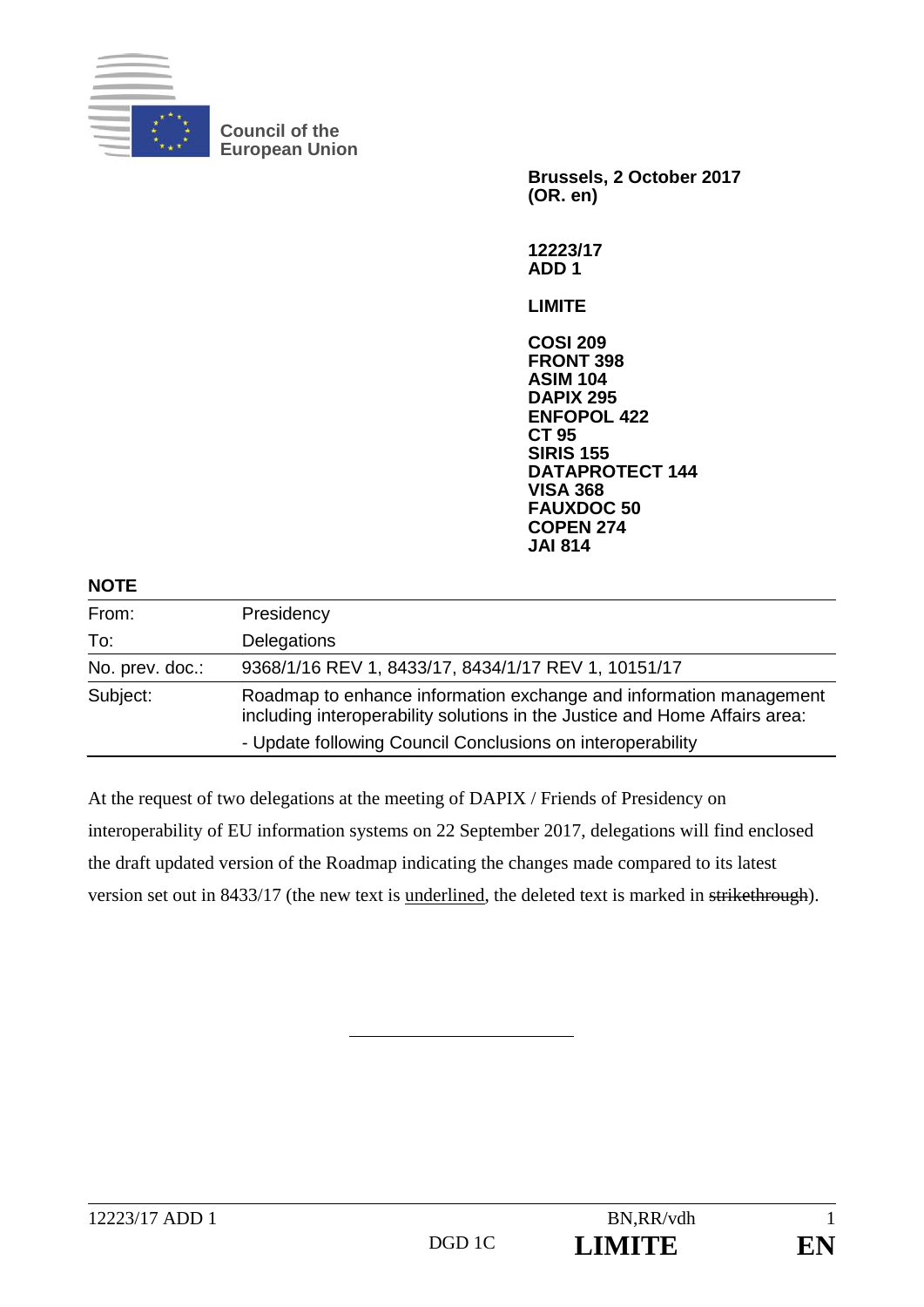Council of the European Union

**Brussels, 2 October 2017**
**(OR. en)**

**12223/17**
**ADD 1**

**LIMITE**

**COSI 209**
**FRONT 398**
**ASIM 104**
**DAPIX 295**
**ENFOPOL 422**
**CT 95**
**SIRIS 155**
**DATAPROTECT 144**
**VISA 368**
**FAUXDOC 50**
**COPEN 274**
**JAI 814**

**NOTE**

| | |
|---|---|
| From: | Presidency |
| To: | Delegations |
| No. prev. doc.: | 9368/1/16 REV 1, 8433/17, 8434/1/17 REV 1, 10151/17 |
| Subject: | Roadmap to enhance information exchange and information management including interoperability solutions in the Justice and Home Affairs area:<br>- Update following Council Conclusions on interoperability |

At the request of two delegations at the meeting of DAPIX / Friends of Presidency on interoperability of EU information systems on 22 September 2017, delegations will find enclosed the draft updated version of the Roadmap indicating the changes made compared to its latest version set out in 8433/17 (the new text is underlined, the deleted text is marked in ~~strikethrough~~).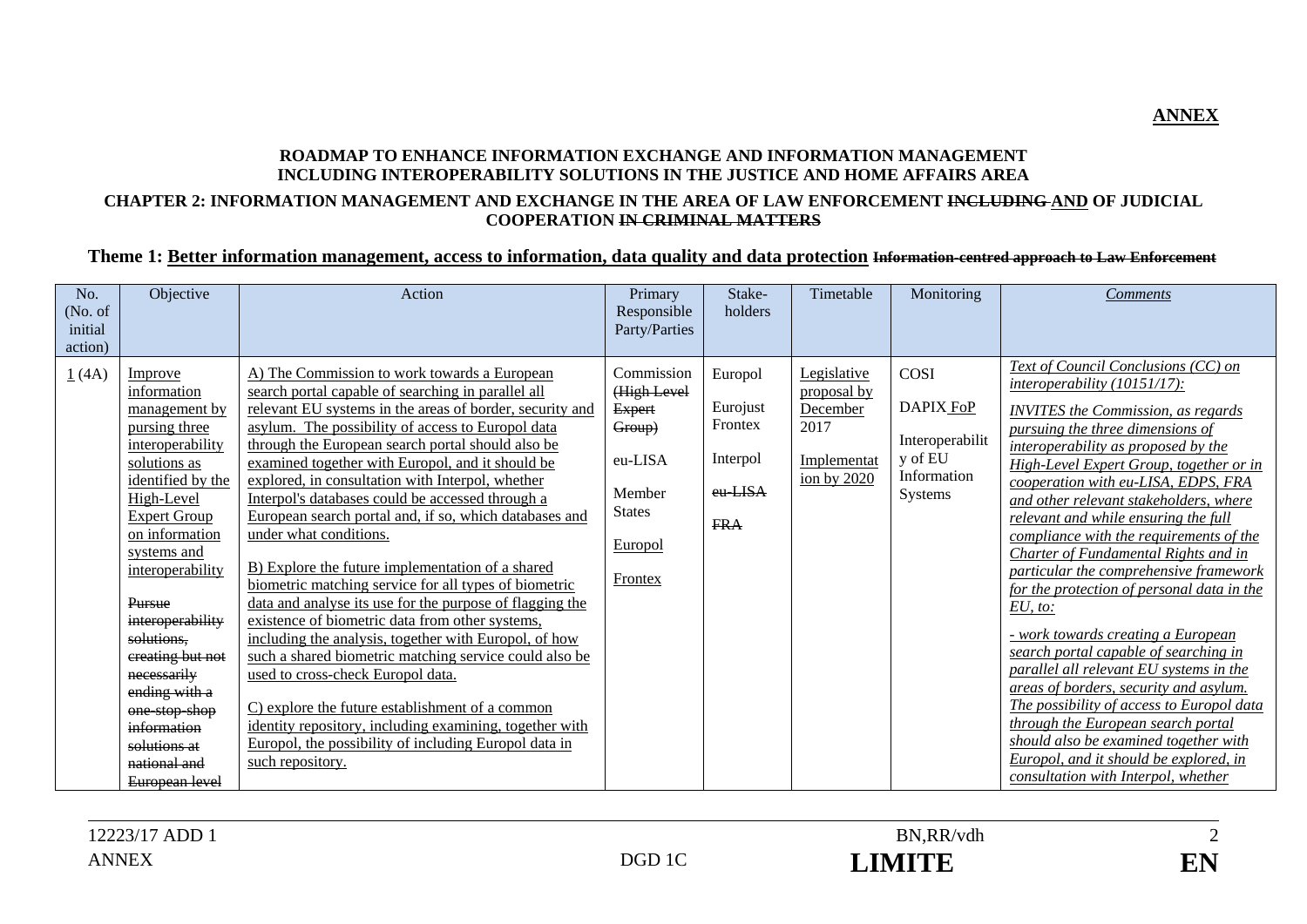**ANNEX**

**ROADMAP TO ENHANCE INFORMATION EXCHANGE AND INFORMATION MANAGEMENT INCLUDING INTEROPERABILITY SOLUTIONS IN THE JUSTICE AND HOME AFFAIRS AREA**

**CHAPTER 2: INFORMATION MANAGEMENT AND EXCHANGE IN THE AREA OF LAW ENFORCEMENT ~~INCLUDING~~ AND OF JUDICIAL COOPERATION ~~IN CRIMINAL MATTERS~~**

**Theme 1: Better information management, access to information, data quality and data protection ~~Information-centred approach to Law Enforcement~~**

| No. (No. of initial action) | Objective | Action | Primary Responsible Party/Parties | Stake-holders | Timetable | Monitoring | *Comments* |
|---|---|---|---|---|---|---|---|
| 1 (4A) | Improve information management by pursing three interoperability solutions as identified by the High-Level Expert Group on information systems and interoperability<br><br>~~Pursue interoperability solutions, creating but not necessarily ending with a one-stop-shop information solutions at national and European level~~ | A) The Commission to work towards a European search portal capable of searching in parallel all relevant EU systems in the areas of border, security and asylum. The possibility of access to Europol data through the European search portal should also be examined together with Europol, and it should be explored, in consultation with Interpol, whether Interpol's databases could be accessed through a European search portal and, if so, which databases and under what conditions.<br><br>B) Explore the future implementation of a shared biometric matching service for all types of biometric data and analyse its use for the purpose of flagging the existence of biometric data from other systems, including the analysis, together with Europol, of how such a shared biometric matching service could also be used to cross-check Europol data.<br><br>C) explore the future establishment of a common identity repository, including examining, together with Europol, the possibility of including Europol data in such repository. | Commission ~~(High Level Expert Group)~~<br><br>eu-LISA<br><br>Member States<br><br>Europol<br><br>Frontex | Europol<br><br>Eurojust<br><br>Frontex<br><br>Interpol<br><br>~~eu-LISA~~<br><br>~~FRA~~ | Legislative proposal by December 2017<br><br>Implementation by 2020 | COSI<br><br>DAPIX FoP<br><br>Interoperability of EU Information Systems | *Text of Council Conclusions (CC) on interoperability (10151/17):*<br><br>*INVITES the Commission, as regards pursuing the three dimensions of interoperability as proposed by the High-Level Expert Group, together or in cooperation with eu-LISA, EDPS, FRA and other relevant stakeholders, where relevant and while ensuring the full compliance with the requirements of the Charter of Fundamental Rights and in particular the comprehensive framework for the protection of personal data in the EU, to:*<br><br>*- work towards creating a European search portal capable of searching in parallel all relevant EU systems in the areas of borders, security and asylum. The possibility of access to Europol data through the European search portal should also be examined together with Europol, and it should be explored, in consultation with Interpol, whether* |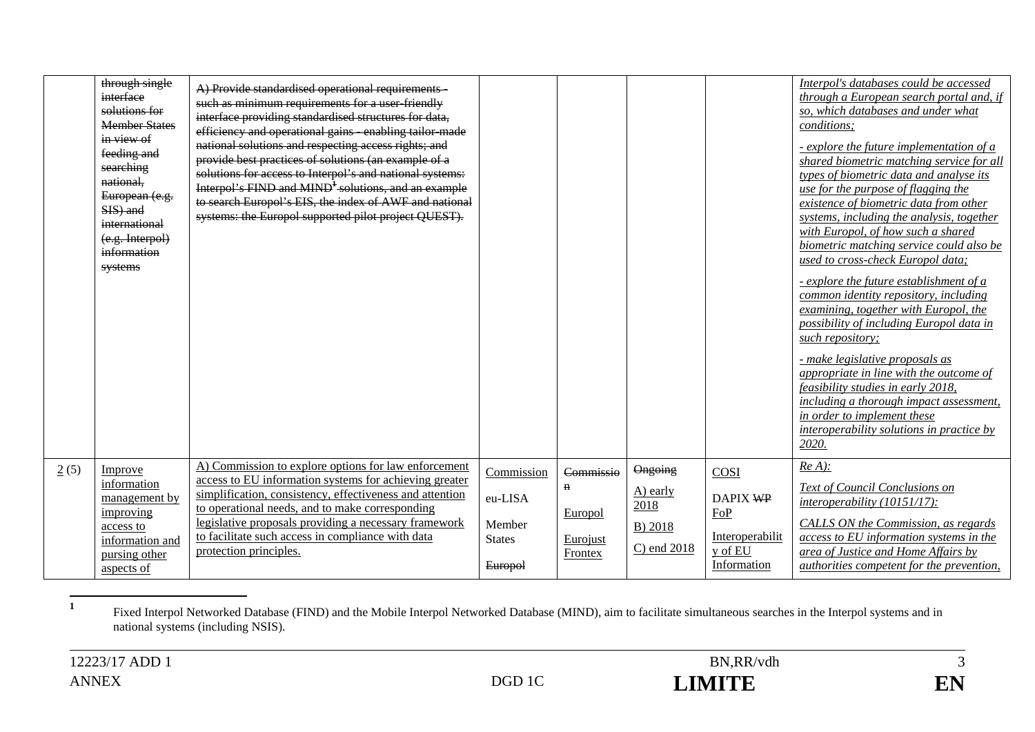| | | | | | | | |
|---|---|---|---|---|---|---|---|
| | ~~through single interface solutions for Member States in view of feeding and searching national, European (e.g. SIS) and international (e.g. Interpol) information systems~~ | ~~A) Provide standardised operational requirements - such as minimum requirements for a user-friendly interface providing standardised structures for data, efficiency and operational gains - enabling tailor-made national solutions and respecting access rights; and provide best practices of solutions (an example of a solutions for access to Interpol's and national systems: Interpol's FIND and MIND[1] solutions, and an example to search Europol's EIS, the index of AWF and national systems: the Europol supported pilot project QUEST).~~ | | | | | *Interpol's databases could be accessed through a European search portal and, if so, which databases and under what conditions;*<br><br>*- explore the future implementation of a shared biometric matching service for all types of biometric data and analyse its use for the purpose of flagging the existence of biometric data from other systems, including the analysis, together with Europol, of how such a shared biometric matching service could also be used to cross-check Europol data;*<br><br>*- explore the future establishment of a common identity repository, including examining, together with Europol, the possibility of including Europol data in such repository;*<br><br>*- make legislative proposals as appropriate in line with the outcome of feasibility studies in early 2018, including a thorough impact assessment, in order to implement these interoperability solutions in practice by 2020.* |
| 2 (5) | Improve information management by improving access to information and pursing other aspects of | A) Commission to explore options for law enforcement access to EU information systems for achieving greater simplification, consistency, effectiveness and attention to operational needs, and to make corresponding legislative proposals providing a necessary framework to facilitate such access in compliance with data protection principles. | Commission<br><br>eu-LISA<br><br>Member States<br><br>~~Europol~~ | ~~Commission~~<br><br>Europol<br><br>Eurojust Frontex | ~~Ongoing~~<br><br>A) early 2018<br><br>B) 2018<br><br>C) end 2018 | COSI<br><br>DAPIX ~~WP~~ FoP<br><br>Interoperability of EU Information | *Re A):*<br><br>*Text of Council Conclusions on interoperability (10151/17):*<br><br>*CALLS ON the Commission, as regards access to EU information systems in the area of Justice and Home Affairs by authorities competent for the prevention,* |

[1] Fixed Interpol Networked Database (FIND) and the Mobile Interpol Networked Database (MIND), aim to facilitate simultaneous searches in the Interpol systems and in national systems (including NSIS).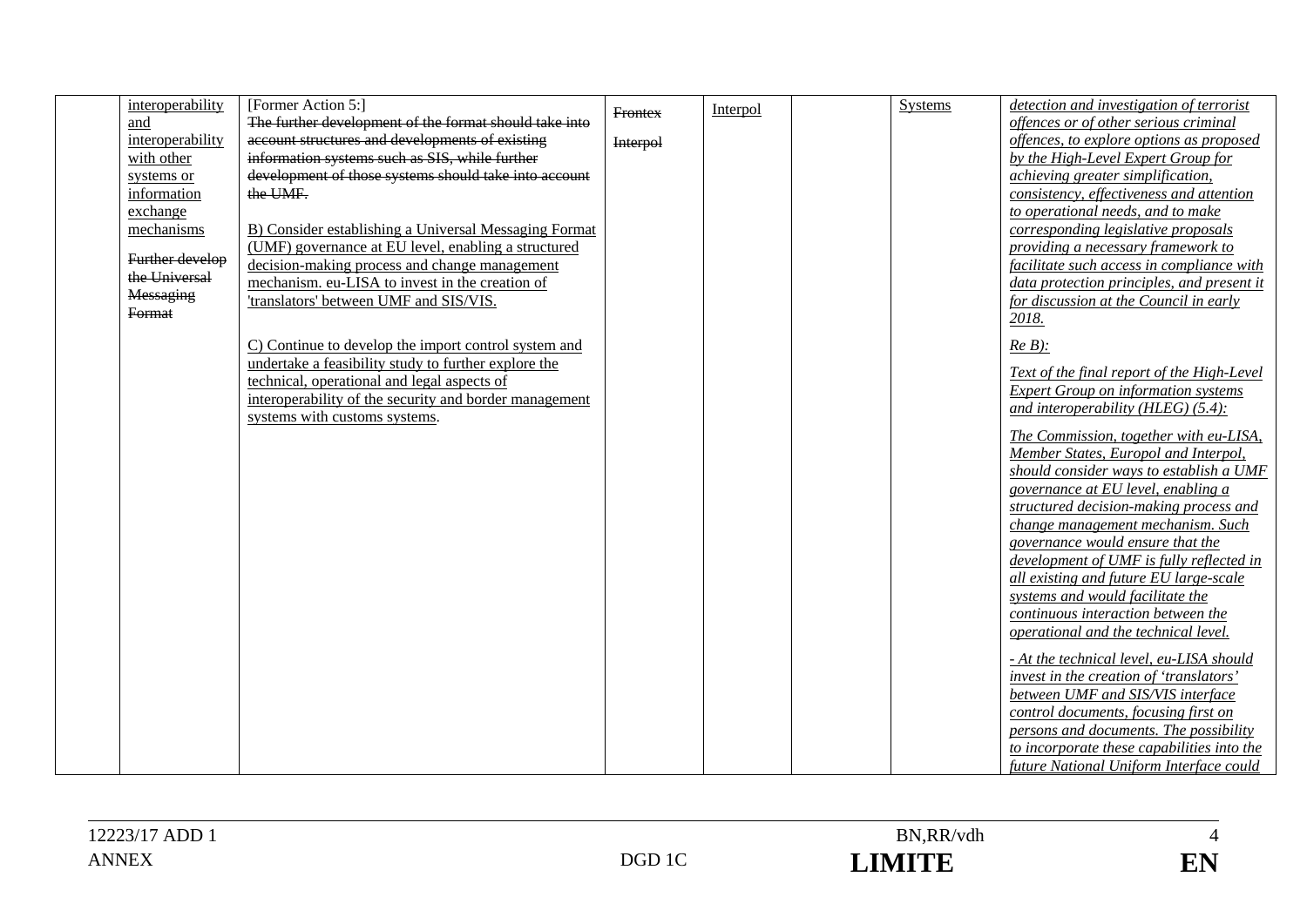| | | | | | | | |
|---|---|---|---|---|---|---|---|
| | interoperability and interoperability with other systems or information exchange mechanisms<br><br>~~Further develop the Universal Messaging Format~~ | [Former Action 5:]<br>~~The further development of the format should take into account structures and developments of existing information systems such as SIS, while further development of those systems should take into account the UMF.~~<br><br>B) Consider establishing a Universal Messaging Format (UMF) governance at EU level, enabling a structured decision-making process and change management mechanism. eu-LISA to invest in the creation of 'translators' between UMF and SIS/VIS.<br><br>C) Continue to develop the import control system and undertake a feasibility study to further explore the technical, operational and legal aspects of interoperability of the security and border management systems with customs systems. | ~~Frontex~~<br><br>~~Interpol~~ | Interpol | | Systems | *detection and investigation of terrorist offences or of other serious criminal offences, to explore options as proposed by the High-Level Expert Group for achieving greater simplification, consistency, effectiveness and attention to operational needs, and to make corresponding legislative proposals providing a necessary framework to facilitate such access in compliance with data protection principles, and present it for discussion at the Council in early 2018.*<br><br>*Re B):*<br><br>*Text of the final report of the High-Level Expert Group on information systems and interoperability (HLEG) (5.4):*<br><br>*The Commission, together with eu-LISA, Member States, Europol and Interpol, should consider ways to establish a UMF governance at EU level, enabling a structured decision-making process and change management mechanism. Such governance would ensure that the development of UMF is fully reflected in all existing and future EU large-scale systems and would facilitate the continuous interaction between the operational and the technical level.*<br><br>*- At the technical level, eu-LISA should invest in the creation of 'translators' between UMF and SIS/VIS interface control documents, focusing first on persons and documents. The possibility to incorporate these capabilities into the future National Uniform Interface could* |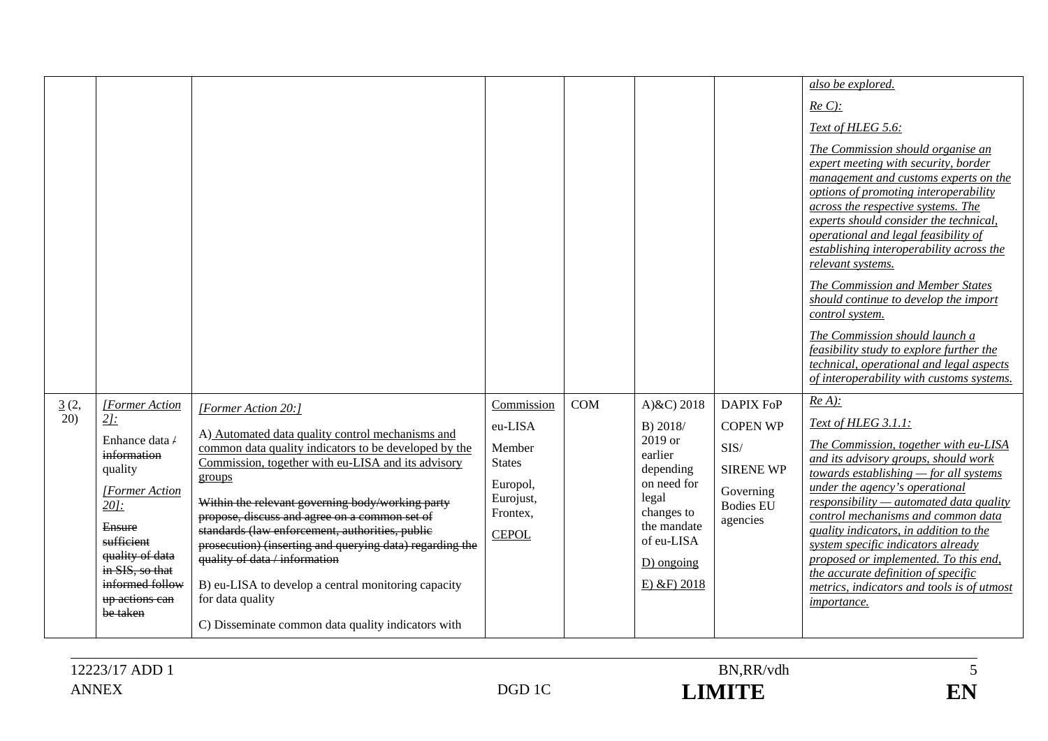| | | | | | | | *also be explored.*<br><br>*Re C):*<br><br>*Text of HLEG 5.6:*<br><br>*The Commission should organise an expert meeting with security, border management and customs experts on the options of promoting interoperability across the respective systems. The experts should consider the technical, operational and legal feasibility of establishing interoperability across the relevant systems.*<br><br>*The Commission and Member States should continue to develop the import control system.*<br><br>*The Commission should launch a feasibility study to explore further the technical, operational and legal aspects of interoperability with customs systems.* |
|---|---|---|---|---|---|---|---|
| 3 (2, 20) | *[Former Action 2]:*<br><br>Enhance data / ~~information~~ quality<br><br>*[Former Action 20]:*<br><br>~~Ensure sufficient quality of data in SIS, so that informed follow up actions can be taken~~ | *[Former Action 20:]*<br><br>A) Automated data quality control mechanisms and common data quality indicators to be developed by the Commission, together with eu-LISA and its advisory groups<br><br>~~Within the relevant governing body/working party propose, discuss and agree on a common set of standards (law enforcement, authorities, public prosecution) (inserting and querying data) regarding the quality of data / information~~<br><br>B) eu-LISA to develop a central monitoring capacity for data quality<br><br>C) Disseminate common data quality indicators with | Commission<br><br>eu-LISA<br><br>Member States<br><br>Europol, Eurojust, Frontex,<br><br>CEPOL | COM | A)&C) 2018<br><br>B) 2018/ 2019 or earlier depending on need for legal changes to the mandate of eu-LISA<br><br>D) ongoing<br><br>E) &F) 2018 | DAPIX FoP<br><br>COPEN WP<br><br>SIS/<br><br>SIRENE WP<br><br>Governing Bodies EU agencies | *Re A):*<br><br>*Text of HLEG 3.1.1:*<br><br>*The Commission, together with eu-LISA and its advisory groups, should work towards establishing — for all systems under the agency's operational responsibility — automated data quality control mechanisms and common data quality indicators, in addition to the system specific indicators already proposed or implemented. To this end, the accurate definition of specific metrics, indicators and tools is of utmost importance.* |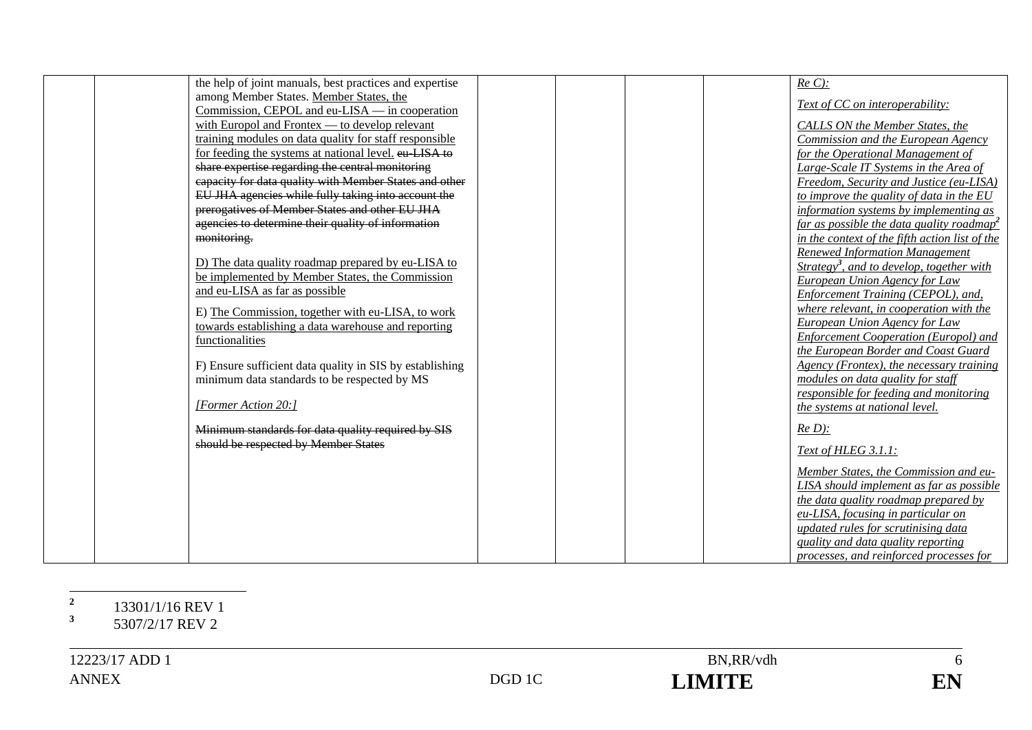| | | the help of joint manuals, best practices and expertise among Member States. <u>Member States, the Commission, CEPOL and eu-LISA — in cooperation with Europol and Frontex — to develop relevant training modules on data quality for staff responsible for feeding the systems at national level.</u> ~~eu-LISA to share expertise regarding the central monitoring capacity for data quality with Member States and other EU JHA agencies while fully taking into account the prerogatives of Member States and other EU JHA agencies to determine their quality of information monitoring.~~<br><br><u>D) The data quality roadmap prepared by eu-LISA to be implemented by Member States, the Commission and eu-LISA as far as possible</u><br><br>E) <u>The Commission, together with eu-LISA, to work towards establishing a data warehouse and reporting functionalities</u><br><br>F) Ensure sufficient data quality in SIS by establishing minimum data standards to be respected by MS<br><br>*[Former Action 20:]*<br><br>~~Minimum standards for data quality required by SIS should be respected by Member States~~ | | | | | *<u>Re C):</u>*<br><br>*<u>Text of CC on interoperability:</u>*<br><br>*<u>CALLS ON the Member States, the Commission and the European Agency for the Operational Management of Large-Scale IT Systems in the Area of Freedom, Security and Justice (eu-LISA) to improve the quality of data in the EU information systems by implementing as far as possible the data quality roadmap[2] in the context of the fifth action list of the Renewed Information Management Strategy[3], and to develop, together with European Union Agency for Law Enforcement Training (CEPOL), and, where relevant, in cooperation with the European Union Agency for Law Enforcement Cooperation (Europol) and the European Border and Coast Guard Agency (Frontex), the necessary training modules on data quality for staff responsible for feeding and monitoring the systems at national level.</u>*<br><br>*<u>Re D):</u>*<br><br>*<u>Text of HLEG 3.1.1:</u>*<br><br>*<u>Member States, the Commission and eu-LISA should implement as far as possible the data quality roadmap prepared by eu-LISA, focusing in particular on updated rules for scrutinising data quality and data quality reporting processes, and reinforced processes for</u>* |
|---|---|---|---|---|---|---|---|

[2] 13301/1/16 REV 1

[3] 5307/2/17 REV 2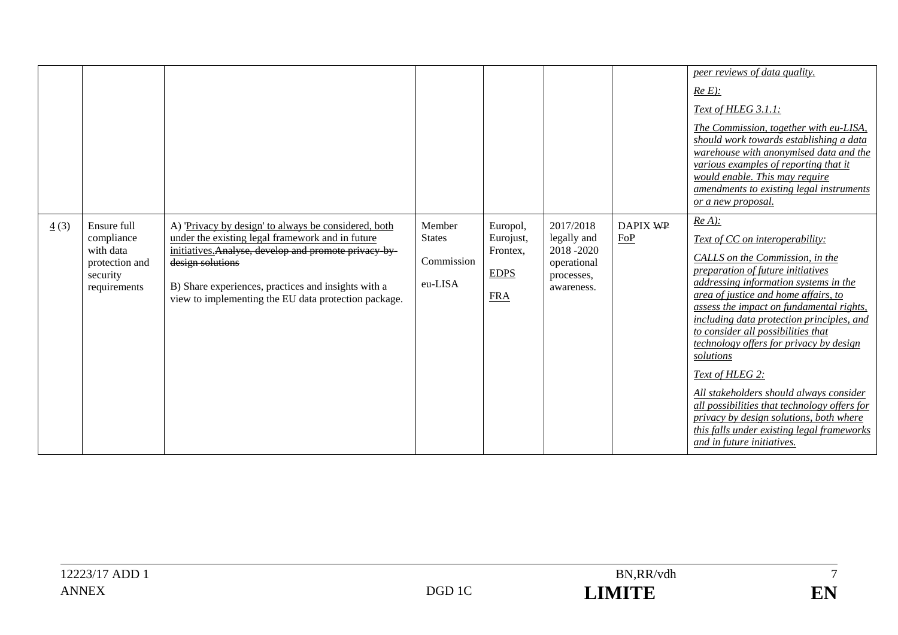| | | | | | | | |
|---|---|---|---|---|---|---|---|
| | | | | | | | *peer reviews of data quality.*<br><br>*Re E):*<br><br>*Text of HLEG 3.1.1:*<br><br>*The Commission, together with eu-LISA, should work towards establishing a data warehouse with anonymised data and the various examples of reporting that it would enable. This may require amendments to existing legal instruments or a new proposal.* |
| 4 (3) | Ensure full compliance with data protection and security requirements | A) 'Privacy by design' to always be considered, both under the existing legal framework and in future initiatives.~~Analyse, develop and promote privacy-by-design solutions~~<br><br>B) Share experiences, practices and insights with a view to implementing the EU data protection package. | Member States<br><br>Commission<br><br>eu-LISA | Europol, Eurojust, Frontex,<br><br>EDPS<br><br>FRA | 2017/2018 legally and 2018 -2020 operational processes, awareness. | DAPIX ~~WP~~ FoP | *Re A):*<br><br>*Text of CC on interoperability:*<br><br>*CALLS on the Commission, in the preparation of future initiatives addressing information systems in the area of justice and home affairs, to assess the impact on fundamental rights, including data protection principles, and to consider all possibilities that technology offers for privacy by design solutions*<br><br>*Text of HLEG 2:*<br><br>*All stakeholders should always consider all possibilities that technology offers for privacy by design solutions, both where this falls under existing legal frameworks and in future initiatives.* |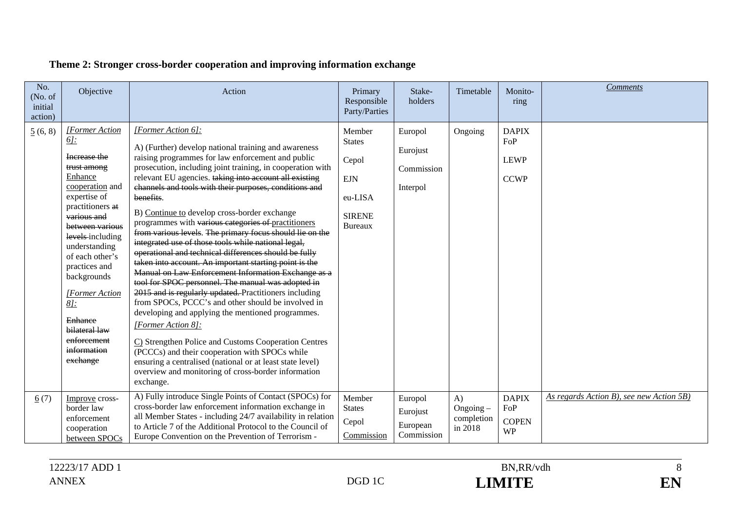**Theme 2: Stronger cross-border cooperation and improving information exchange**

| No. (No. of initial action) | Objective | Action | Primary Responsible Party/Parties | Stake-holders | Timetable | Monito-ring | *Comments* |
|---|---|---|---|---|---|---|---|
| 5 (6, 8) | *[Former Action 6]:*<br>~~Increase the trust among~~ Enhance cooperation and expertise of practitioners ~~at various and between various levels~~ including understanding of each other's practices and backgrounds<br>*[Former Action 8]:*<br>~~Enhance bilateral law enforcement information exchange~~ | *[Former Action 6]:*<br>A) (Further) develop national training and awareness raising programmes for law enforcement and public prosecution, including joint training, in cooperation with relevant EU agencies. ~~taking into account all existing channels and tools with their purposes, conditions and benefits~~.<br>B) Continue to develop cross-border exchange programmes with ~~various categories of~~ practitioners ~~from various levels~~. ~~The primary focus should lie on the integrated use of those tools while national legal, operational and technical differences should be fully taken into account. An important starting point is the Manual on Law Enforcement Information Exchange as a tool for SPOC personnel. The manual was adopted in 2015 and is regularly updated.~~ Practitioners including from SPOCs, PCCC's and other should be involved in developing and applying the mentioned programmes.<br>*[Former Action 8]:*<br>C) Strengthen Police and Customs Cooperation Centres (PCCCs) and their cooperation with SPOCs while ensuring a centralised (national or at least state level) overview and monitoring of cross-border information exchange. | Member States<br>Cepol<br>EJN<br>eu-LISA<br>SIRENE Bureaux | Europol<br>Eurojust<br>Commission<br>Interpol | Ongoing | DAPIX FoP<br>LEWP<br>CCWP | |
| 6 (7) | Improve cross-border law enforcement cooperation between SPOCs | A) Fully introduce Single Points of Contact (SPOCs) for cross-border law enforcement information exchange in all Member States - including 24/7 availability in relation to Article 7 of the Additional Protocol to the Council of Europe Convention on the Prevention of Terrorism - | Member States<br>Cepol<br>Commission | Europol<br>Eurojust<br>European Commission | A) Ongoing – completion in 2018 | DAPIX FoP<br>COPEN WP | *As regards Action B), see new Action 5B)* |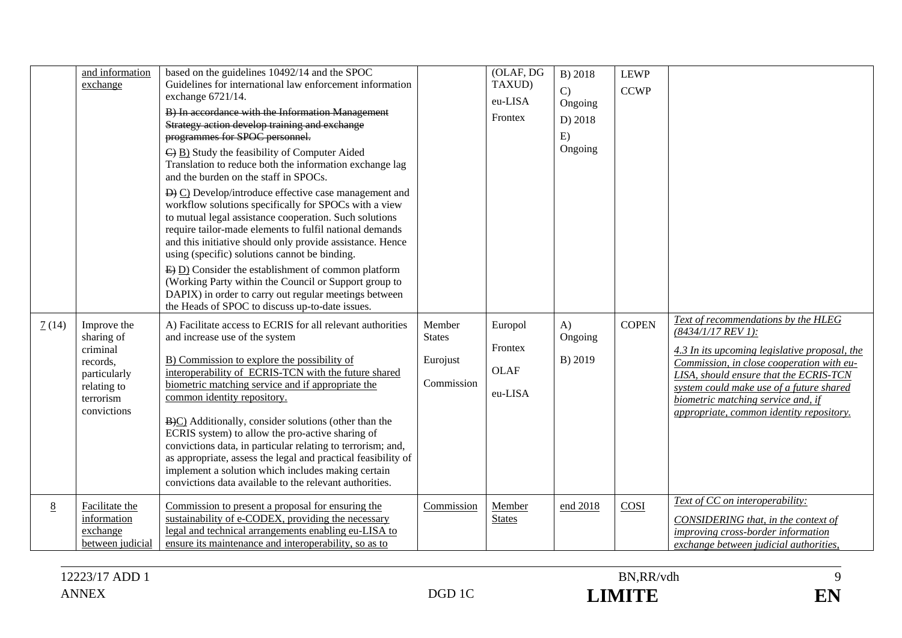| | and information exchange | based on the guidelines 10492/14 and the SPOC Guidelines for international law enforcement information exchange 6721/14.<br><br>~~B) In accordance with the Information Management Strategy action develop training and exchange programmes for SPOC personnel.~~<br><br>~~C)~~ B) Study the feasibility of Computer Aided Translation to reduce both the information exchange lag and the burden on the staff in SPOCs.<br><br>~~D)~~ C) Develop/introduce effective case management and workflow solutions specifically for SPOCs with a view to mutual legal assistance cooperation. Such solutions require tailor-made elements to fulfil national demands and this initiative should only provide assistance. Hence using (specific) solutions cannot be binding.<br><br>~~E)~~ D) Consider the establishment of common platform (Working Party within the Council or Support group to DAPIX) in order to carry out regular meetings between the Heads of SPOC to discuss up-to-date issues. | | (OLAF, DG TAXUD)<br>eu-LISA<br>Frontex | B) 2018<br>C) Ongoing<br>D) 2018<br>E) Ongoing | LEWP<br>CCWP | |
|---|---|---|---|---|---|---|---|
| 7 (14) | Improve the sharing of criminal records, particularly relating to terrorism convictions | A) Facilitate access to ECRIS for all relevant authorities and increase use of the system<br><br>B) Commission to explore the possibility of interoperability of ECRIS-TCN with the future shared biometric matching service and if appropriate the common identity repository.<br><br>~~B)~~C) Additionally, consider solutions (other than the ECRIS system) to allow the pro-active sharing of convictions data, in particular relating to terrorism; and, as appropriate, assess the legal and practical feasibility of implement a solution which includes making certain convictions data available to the relevant authorities. | Member States<br>Eurojust<br>Commission | Europol<br>Frontex<br>OLAF<br>eu-LISA | A) Ongoing<br>B) 2019 | COPEN | *Text of recommendations by the HLEG (8434/1/17 REV 1):*<br><br>*4.3 In its upcoming legislative proposal, the Commission, in close cooperation with eu-LISA, should ensure that the ECRIS-TCN system could make use of a future shared biometric matching service and, if appropriate, common identity repository.* |
| 8 | Facilitate the information exchange between judicial | Commission to present a proposal for ensuring the sustainability of e-CODEX, providing the necessary legal and technical arrangements enabling eu-LISA to ensure its maintenance and interoperability, so as to | Commission | Member States | end 2018 | COSI | *Text of CC on interoperability:*<br><br>*CONSIDERING that, in the context of improving cross-border information exchange between judicial authorities,* |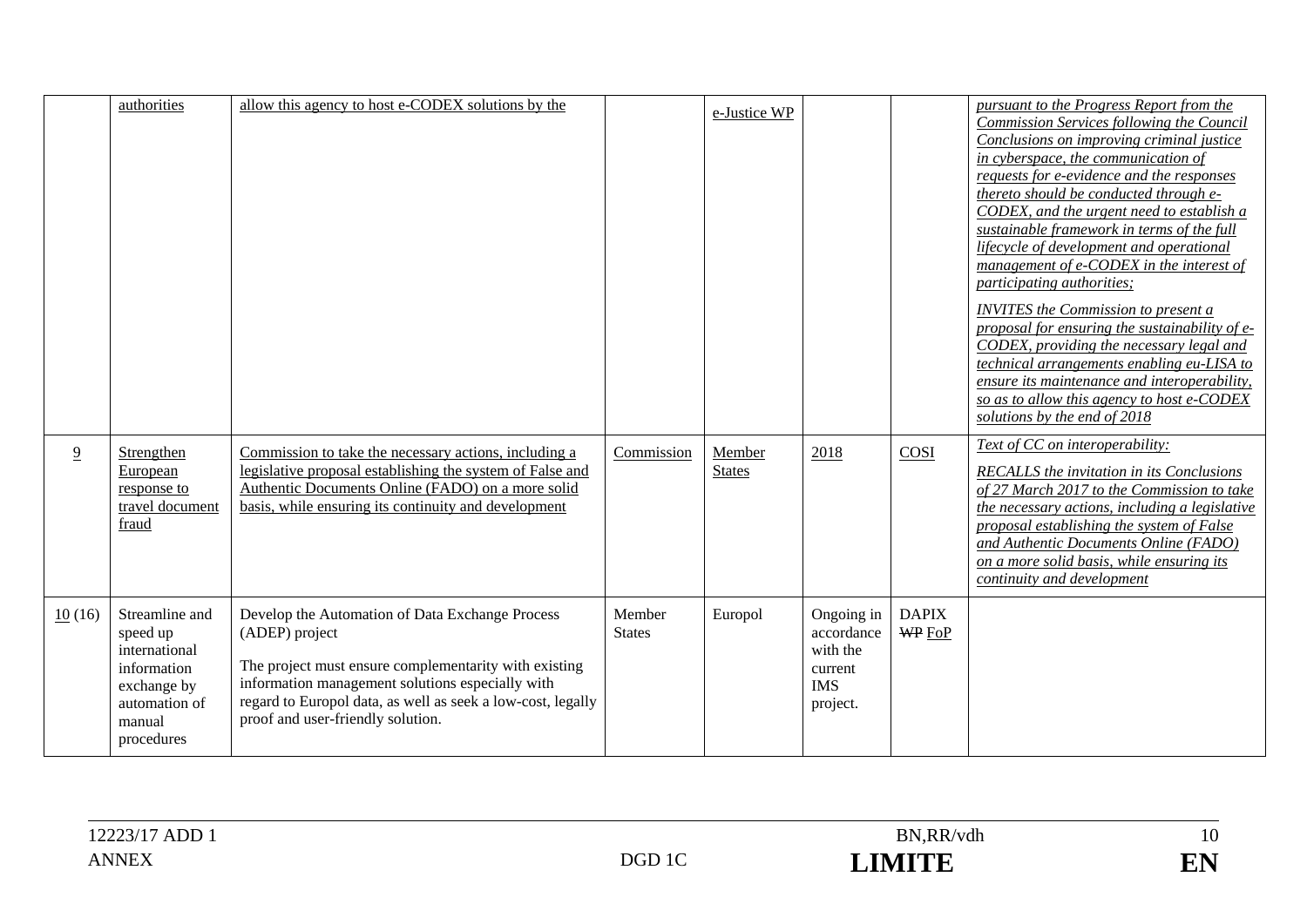|  |  |  |  |  |  |  |  |
|---|---|---|---|---|---|---|---|
|  | authorities | allow this agency to host e-CODEX solutions by the |  | e-Justice WP |  |  | *pursuant to the Progress Report from the Commission Services following the Council Conclusions on improving criminal justice in cyberspace, the communication of requests for e-evidence and the responses thereto should be conducted through e-CODEX, and the urgent need to establish a sustainable framework in terms of the full lifecycle of development and operational management of e-CODEX in the interest of participating authorities;* <br><br> *INVITES the Commission to present a proposal for ensuring the sustainability of e-CODEX, providing the necessary legal and technical arrangements enabling eu-LISA to ensure its maintenance and interoperability, so as to allow this agency to host e-CODEX solutions by the end of 2018* |
| 9 | Strengthen European response to travel document fraud | Commission to take the necessary actions, including a legislative proposal establishing the system of False and Authentic Documents Online (FADO) on a more solid basis, while ensuring its continuity and development | Commission | Member States | 2018 | COSI | *Text of CC on interoperability:* <br><br> *RECALLS the invitation in its Conclusions of 27 March 2017 to the Commission to take the necessary actions, including a legislative proposal establishing the system of False and Authentic Documents Online (FADO) on a more solid basis, while ensuring its continuity and development* |
| 10 (16) | Streamline and speed up international information exchange by automation of manual procedures | Develop the Automation of Data Exchange Process (ADEP) project <br><br> The project must ensure complementarity with existing information management solutions especially with regard to Europol data, as well as seek a low-cost, legally proof and user-friendly solution. | Member States | Europol | Ongoing in accordance with the current IMS project. | DAPIX ~~WP~~ FoP |  |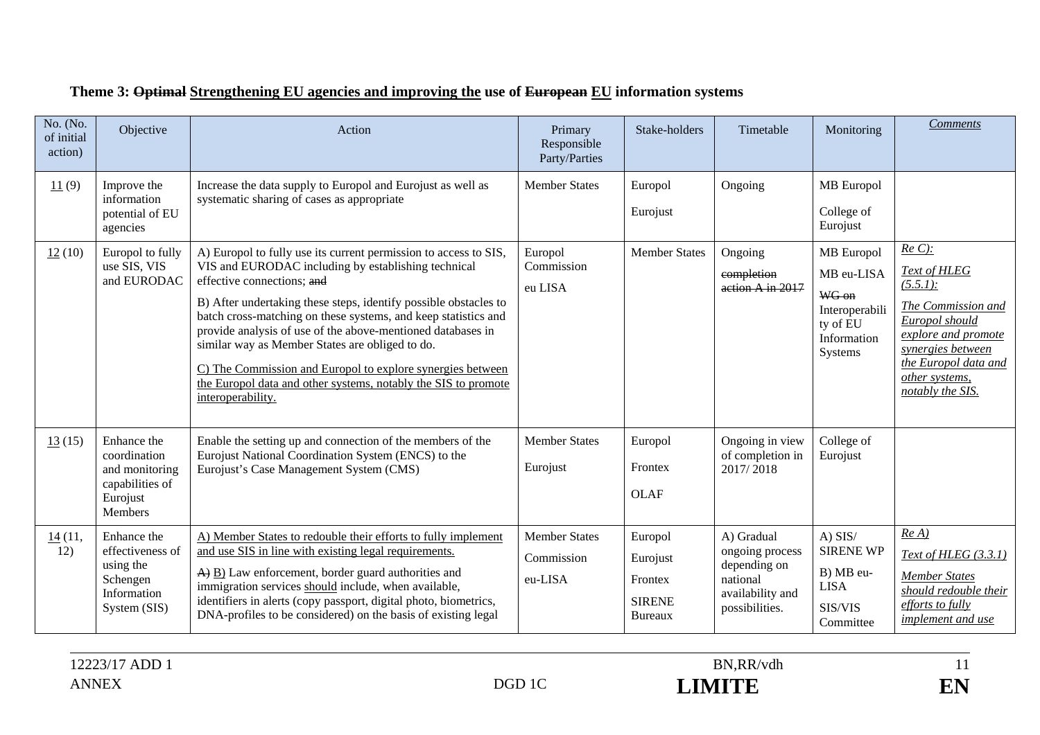**Theme 3: ~~Optimal~~ <u>Strengthening EU agencies and improving the</u> use of ~~European~~ <u>EU</u> information systems**

| No. (No. of initial action) | Objective | Action | Primary Responsible Party/Parties | Stake-holders | Timetable | Monitoring | *<u>Comments</u>* |
|---|---|---|---|---|---|---|---|
| <u>11</u> (9) | Improve the information potential of EU agencies | Increase the data supply to Europol and Eurojust as well as systematic sharing of cases as appropriate | Member States | Europol<br><br>Eurojust | Ongoing | MB Europol<br><br>College of Eurojust | |
| <u>12</u> (10) | Europol to fully use SIS, VIS and EURODAC | A) Europol to fully use its current permission to access to SIS, VIS and EURODAC including by establishing technical effective connections; ~~and~~<br><br>B) After undertaking these steps, identify possible obstacles to batch cross-matching on these systems, and keep statistics and provide analysis of use of the above-mentioned databases in similar way as Member States are obliged to do.<br><br><u>C) The Commission and Europol to explore synergies between the Europol data and other systems, notably the SIS to promote interoperability.</u> | Europol<br>Commission<br><br>eu LISA | Member States | Ongoing<br><br>~~completion action A in 2017~~ | MB Europol<br><br>MB eu-LISA<br><br>~~WG on~~ Interoperability of EU Information Systems | *<u>Re C):</u>*<br><br>*<u>Text of HLEG (5.5.1):</u>*<br><br>*<u>The Commission and Europol should explore and promote synergies between the Europol data and other systems, notably the SIS.</u>* |
| <u>13</u> (15) | Enhance the coordination and monitoring capabilities of Eurojust Members | Enable the setting up and connection of the members of the Eurojust National Coordination System (ENCS) to the Eurojust's Case Management System (CMS) | Member States<br><br>Eurojust | Europol<br><br>Frontex<br><br>OLAF | Ongoing in view of completion in 2017/ 2018 | College of Eurojust | |
| <u>14</u> (11, 12) | Enhance the effectiveness of using the Schengen Information System (SIS) | <u>A) Member States to redouble their efforts to fully implement and use SIS in line with existing legal requirements.</u><br><br>~~A)~~ <u>B)</u> Law enforcement, border guard authorities and immigration services <u>should</u> include, when available, identifiers in alerts (copy passport, digital photo, biometrics, DNA-profiles to be considered) on the basis of existing legal | Member States<br><br>Commission<br><br>eu-LISA | Europol<br><br>Eurojust<br><br>Frontex<br><br>SIRENE Bureaux | A) Gradual ongoing process depending on national availability and possibilities. | A) SIS/ SIRENE WP<br><br>B) MB eu-LISA<br><br>SIS/VIS Committee | *<u>Re A)</u>*<br><br>*<u>Text of HLEG (3.3.1)</u>*<br><br>*<u>Member States should redouble their efforts to fully implement and use</u>* |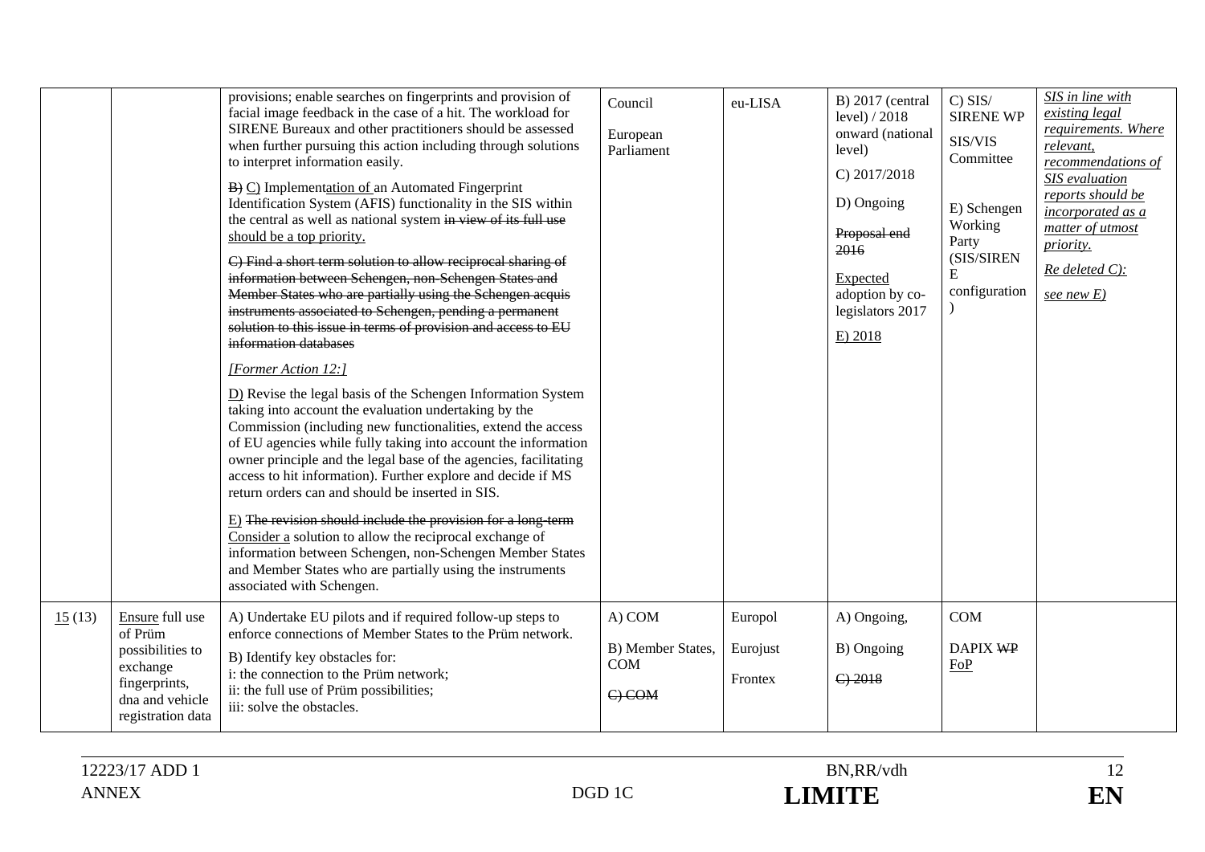| | | provisions; enable searches on fingerprints and provision of facial image feedback in the case of a hit. The workload for SIRENE Bureaux and other practitioners should be assessed when further pursuing this action including through solutions to interpret information easily.<br><br>~~B)~~ <u>C)</u> Implement<u>ation of</u> an Automated Fingerprint Identification System (AFIS) functionality in the SIS within the central as well as national system ~~in view of its full use~~ <u>should be a top priority.</u><br><br>~~C) Find a short term solution to allow reciprocal sharing of information between Schengen, non-Schengen States and Member States who are partially using the Schengen acquis instruments associated to Schengen, pending a permanent solution to this issue in terms of provision and access to EU information databases~~<br><br>*<u>[Former Action 12:]</u>*<br><br><u>D)</u> Revise the legal basis of the Schengen Information System taking into account the evaluation undertaking by the Commission (including new functionalities, extend the access of EU agencies while fully taking into account the information owner principle and the legal base of the agencies, facilitating access to hit information). Further explore and decide if MS return orders can and should be inserted in SIS.<br><br><u>E)</u> ~~The revision should include the provision for a long-term~~ <u>Consider a</u> solution to allow the reciprocal exchange of information between Schengen, non-Schengen Member States and Member States who are partially using the instruments associated with Schengen. | Council<br><br>European Parliament | eu-LISA | B) 2017 (central level) / 2018 onward (national level)<br><br>C) 2017/2018<br><br>D) Ongoing<br><br>~~Proposal end 2016~~<br><br><u>Expected adoption by co-legislators 2017</u><br><br><u>E) 2018</u> | C) SIS/ SIRENE WP<br><br>SIS/VIS Committee<br><br><br>E) Schengen Working Party (SIS/SIRENE configuration) | *<u>SIS in line with existing legal requirements. Where relevant, recommendations of SIS evaluation reports should be incorporated as a matter of utmost priority.</u>*<br><br>*<u>Re deleted C):</u>*<br><br>*<u>see new E)</u>* |
|---|---|---|---|---|---|---|---|
| <u>15</u> (13) | <u>Ensure</u> full use of Prüm possibilities to exchange fingerprints, dna and vehicle registration data | A) Undertake EU pilots and if required follow-up steps to enforce connections of Member States to the Prüm network.<br><br>B) Identify key obstacles for:<br>i: the connection to the Prüm network;<br>ii: the full use of Prüm possibilities;<br>iii: solve the obstacles. | A) COM<br><br>B) Member States, COM<br><br>~~C) COM~~ | Europol<br><br>Eurojust<br><br>Frontex | A) Ongoing,<br><br>B) Ongoing<br><br>~~C) 2018~~ | COM<br><br>DAPIX ~~WP~~ <u>FoP</u> | |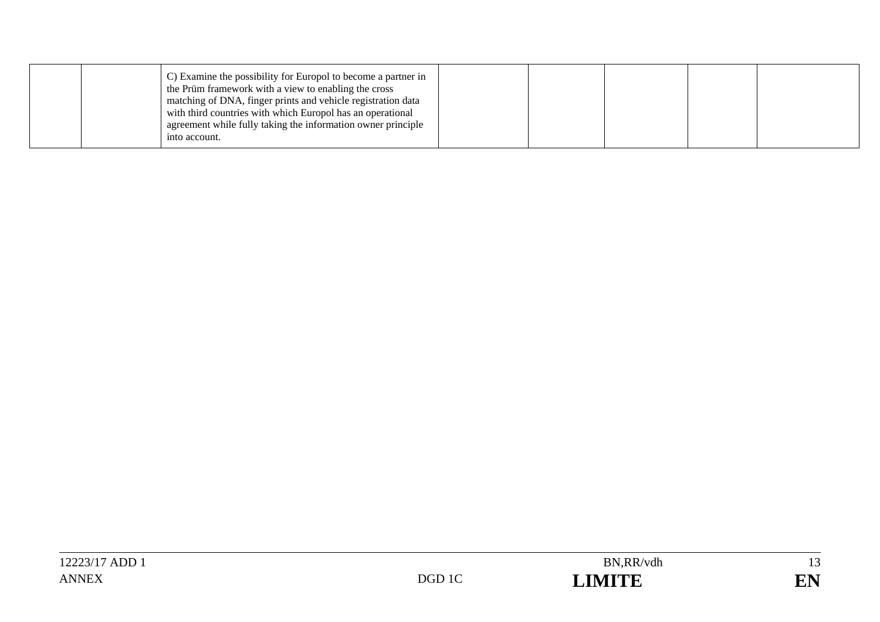| | | | | | | | |
|---|---|---|---|---|---|---|---|
| | | C) Examine the possibility for Europol to become a partner in the Prüm framework with a view to enabling the cross matching of DNA, finger prints and vehicle registration data with third countries with which Europol has an operational agreement while fully taking the information owner principle into account. | | | | | |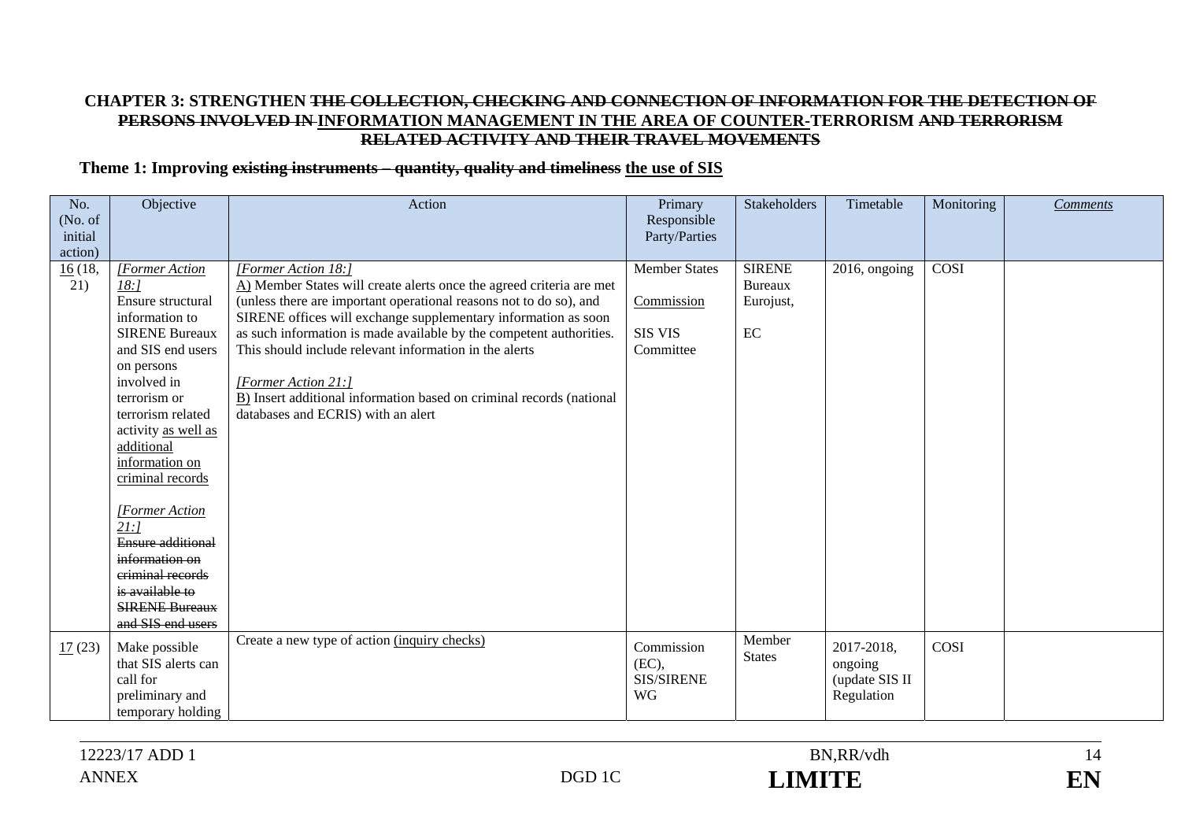**CHAPTER 3: STRENGTHEN ~~THE COLLECTION, CHECKING AND CONNECTION OF INFORMATION FOR THE DETECTION OF PERSONS INVOLVED IN~~ <u>INFORMATION MANAGEMENT IN THE AREA OF COUNTER-</u>TERRORISM ~~AND TERRORISM RELATED ACTIVITY AND THEIR TRAVEL MOVEMENTS~~**

**Theme 1: Improving ~~existing instruments – quantity, quality and timeliness~~ <u>the use of SIS</u>**

| No. (No. of initial action) | Objective | Action | Primary Responsible Party/Parties | Stakeholders | Timetable | Monitoring | *<u>Comments</u>* |
|---|---|---|---|---|---|---|---|
| <u>16</u> (18, 21) | *<u>[Former Action 18:]</u>* Ensure structural information to SIRENE Bureaux and SIS end users on persons involved in terrorism or terrorism related activity <u>as well as additional information on criminal records</u> *<u>[Former Action 21:]</u>* ~~Ensure additional information on criminal records is available to SIRENE Bureaux and SIS end users~~ | *<u>[Former Action 18:]</u>* <u>A)</u> Member States will create alerts once the agreed criteria are met (unless there are important operational reasons not to do so), and SIRENE offices will exchange supplementary information as soon as such information is made available by the competent authorities. This should include relevant information in the alerts *<u>[Former Action 21:]</u>* <u>B)</u> Insert additional information based on criminal records (national databases and ECRIS) with an alert | Member States <u>Commission</u> <u>SIS VIS Committee</u> | SIRENE Bureaux Eurojust, EC | 2016, ongoing | COSI | |
| <u>17</u> (23) | Make possible that SIS alerts can call for preliminary and temporary holding | Create a new type of action <u>(inquiry checks)</u> | Commission (EC), SIS/SIRENE WG | Member States | 2017-2018, ongoing (update SIS II Regulation | COSI | |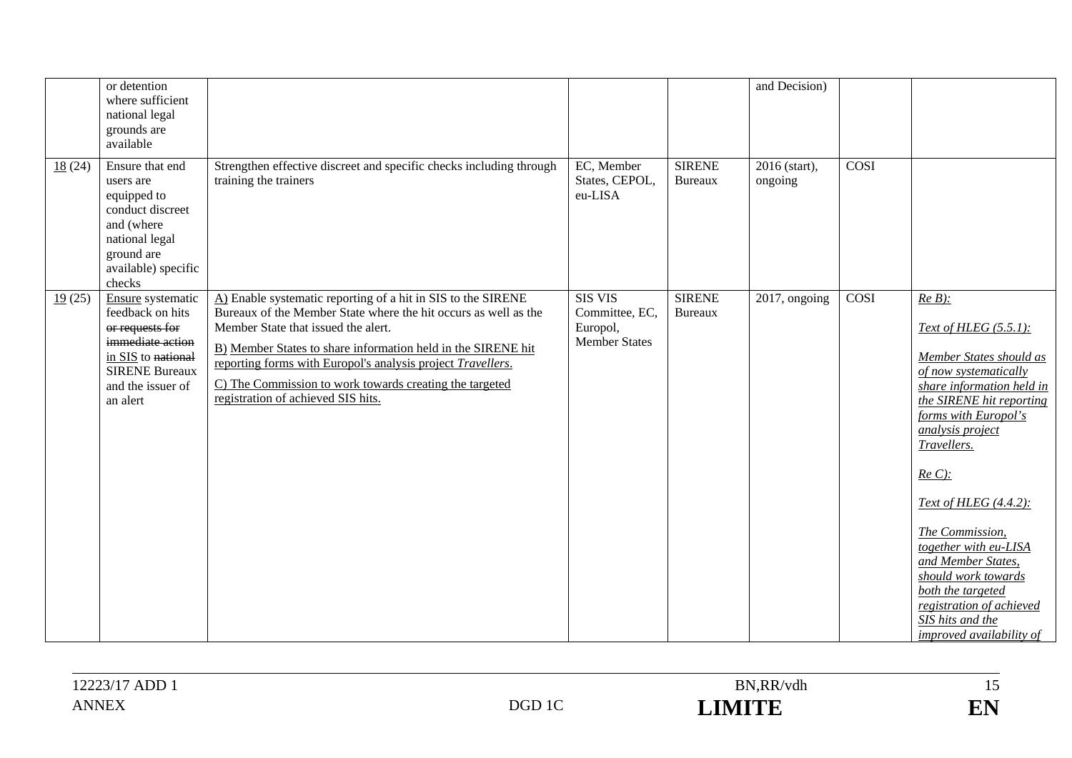| | | | | | | | |
|---|---|---|---|---|---|---|---|
| | or detention where sufficient national legal grounds are available | | | | and Decision) | | |
| <u>18</u> (24) | Ensure that end users are equipped to conduct discreet and (where national legal ground are available) specific checks | Strengthen effective discreet and specific checks including through training the trainers | EC, Member States, CEPOL, eu-LISA | SIRENE Bureaux | 2016 (start), ongoing | COSI | |
| <u>19</u> (25) | <u>Ensure</u> systematic feedback on hits ~~or requests for immediate action~~ <u>in SIS</u> to ~~national~~ SIRENE Bureaux and the issuer of an alert | <u>A)</u> Enable systematic reporting of a hit in SIS to the SIRENE Bureaux of the Member State where the hit occurs as well as the Member State that issued the alert.<br><br><u>B) Member States to share information held in the SIRENE hit reporting forms with Europol's analysis project *Travellers*.</u><br><br><u>C) The Commission to work towards creating the targeted registration of achieved SIS hits.</u> | SIS VIS Committee, EC, Europol, Member States | SIRENE Bureaux | 2017, ongoing | COSI | <u>*Re B):*</u><br><br><u>*Text of HLEG (5.5.1):*</u><br><br><u>*Member States should as of now systematically share information held in the SIRENE hit reporting forms with Europol's analysis project Travellers.*</u><br><br><u>*Re C):*</u><br><br><u>*Text of HLEG (4.4.2):*</u><br><br><u>*The Commission, together with eu-LISA and Member States, should work towards both the targeted registration of achieved SIS hits and the improved availability of*</u> |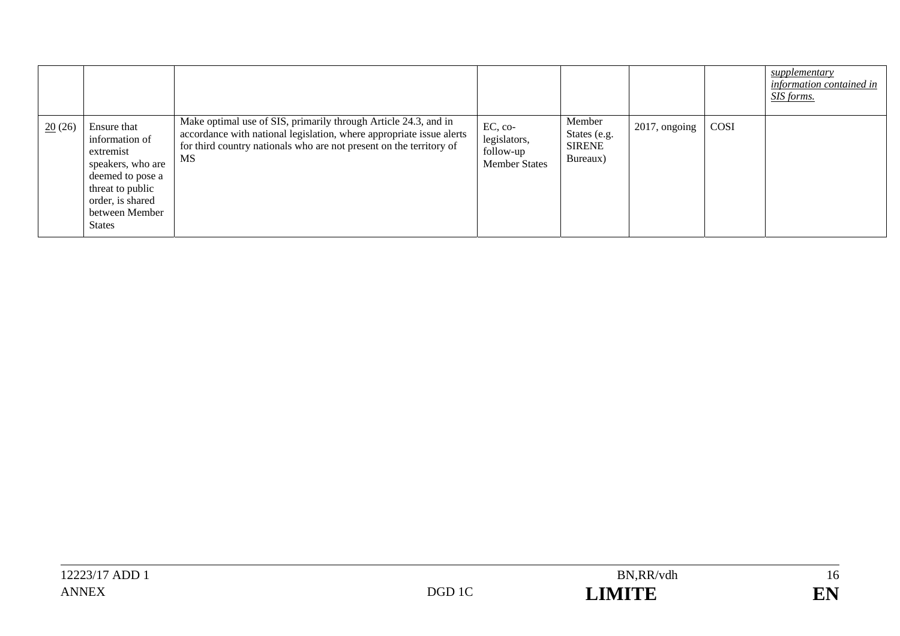| | | | | | | | |
|---|---|---|---|---|---|---|---|
| | | | | | | | *supplementary information contained in SIS forms.* |
| 20 (26) | Ensure that information of extremist speakers, who are deemed to pose a threat to public order, is shared between Member States | Make optimal use of SIS, primarily through Article 24.3, and in accordance with national legislation, where appropriate issue alerts for third country nationals who are not present on the territory of MS | EC, co-legislators, follow-up Member States | Member States (e.g. SIRENE Bureaux) | 2017, ongoing | COSI | |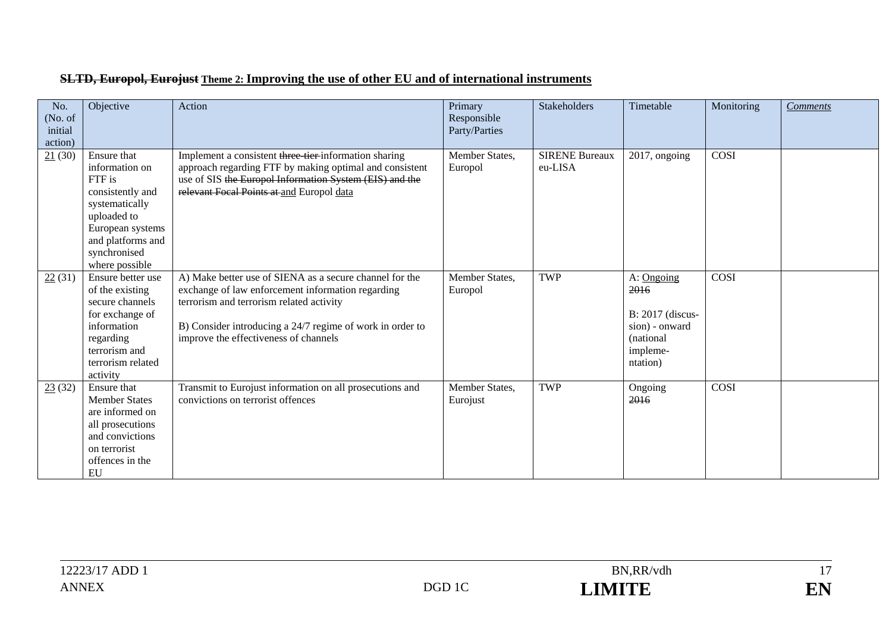## ~~SLTD, Europol, Eurojust~~ Theme 2: Improving the use of other EU and of international instruments

| No. (No. of initial action) | Objective | Action | Primary Responsible Party/Parties | Stakeholders | Timetable | Monitoring | *Comments* |
|---|---|---|---|---|---|---|---|
| 21 (30) | Ensure that information on FTF is consistently and systematically uploaded to European systems and platforms and synchronised where possible | Implement a consistent ~~three-tier~~ information sharing approach regarding FTF by making optimal and consistent use of SIS ~~the Europol Information System (EIS) and the relevant Focal Points at~~ and Europol data | Member States, Europol | SIRENE Bureaux eu-LISA | 2017, ongoing | COSI | |
| 22 (31) | Ensure better use of the existing secure channels for exchange of information regarding terrorism and terrorism related activity | A) Make better use of SIENA as a secure channel for the exchange of law enforcement information regarding terrorism and terrorism related activity<br><br>B) Consider introducing a 24/7 regime of work in order to improve the effectiveness of channels | Member States, Europol | TWP | A: Ongoing ~~2016~~<br><br>B: 2017 (discussion) - onward (national implementation) | COSI | |
| 23 (32) | Ensure that Member States are informed on all prosecutions and convictions on terrorist offences in the EU | Transmit to Eurojust information on all prosecutions and convictions on terrorist offences | Member States, Eurojust | TWP | Ongoing ~~2016~~ | COSI | |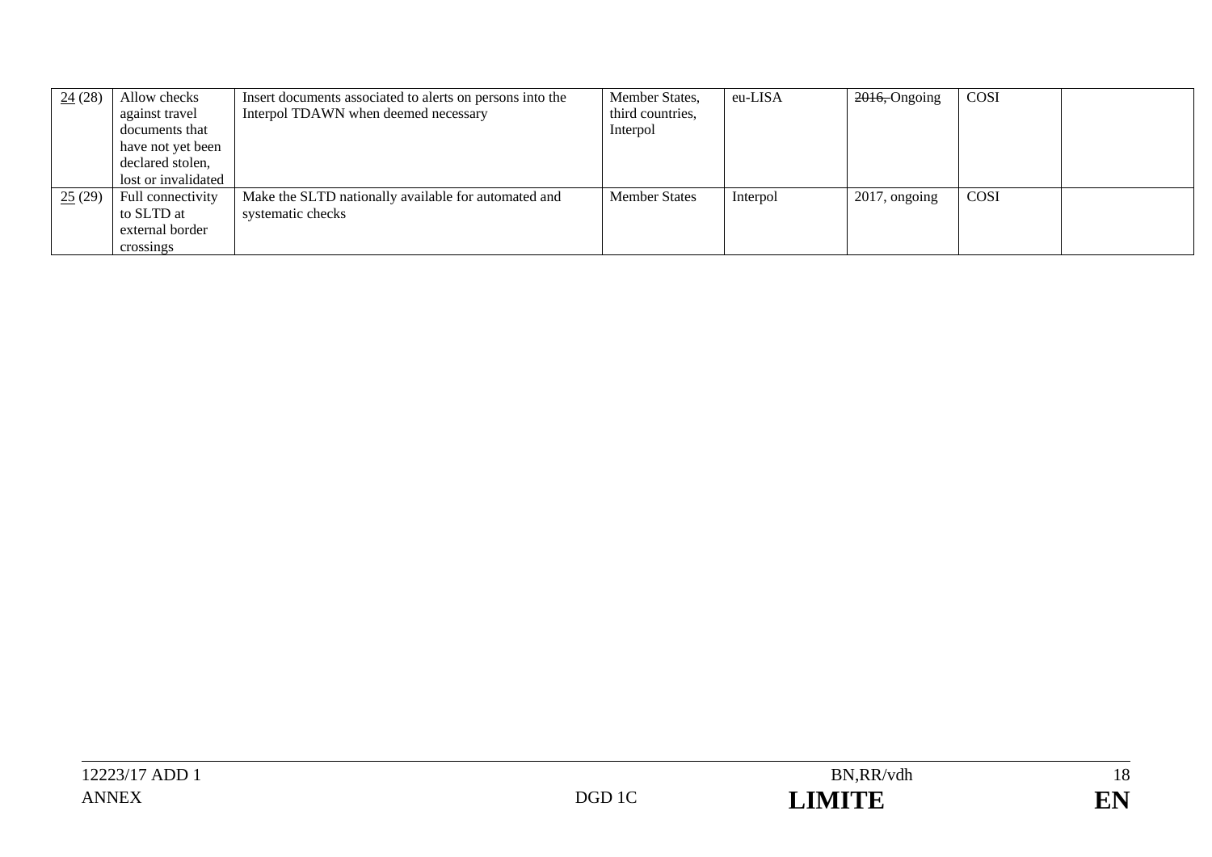| 24 (28) | Allow checks against travel documents that have not yet been declared stolen, lost or invalidated | Insert documents associated to alerts on persons into the Interpol TDAWN when deemed necessary | Member States, third countries, Interpol | eu-LISA | ~~2016,~~ Ongoing | COSI | |
|---|---|---|---|---|---|---|---|
| 25 (29) | Full connectivity to SLTD at external border crossings | Make the SLTD nationally available for automated and systematic checks | Member States | Interpol | 2017, ongoing | COSI | |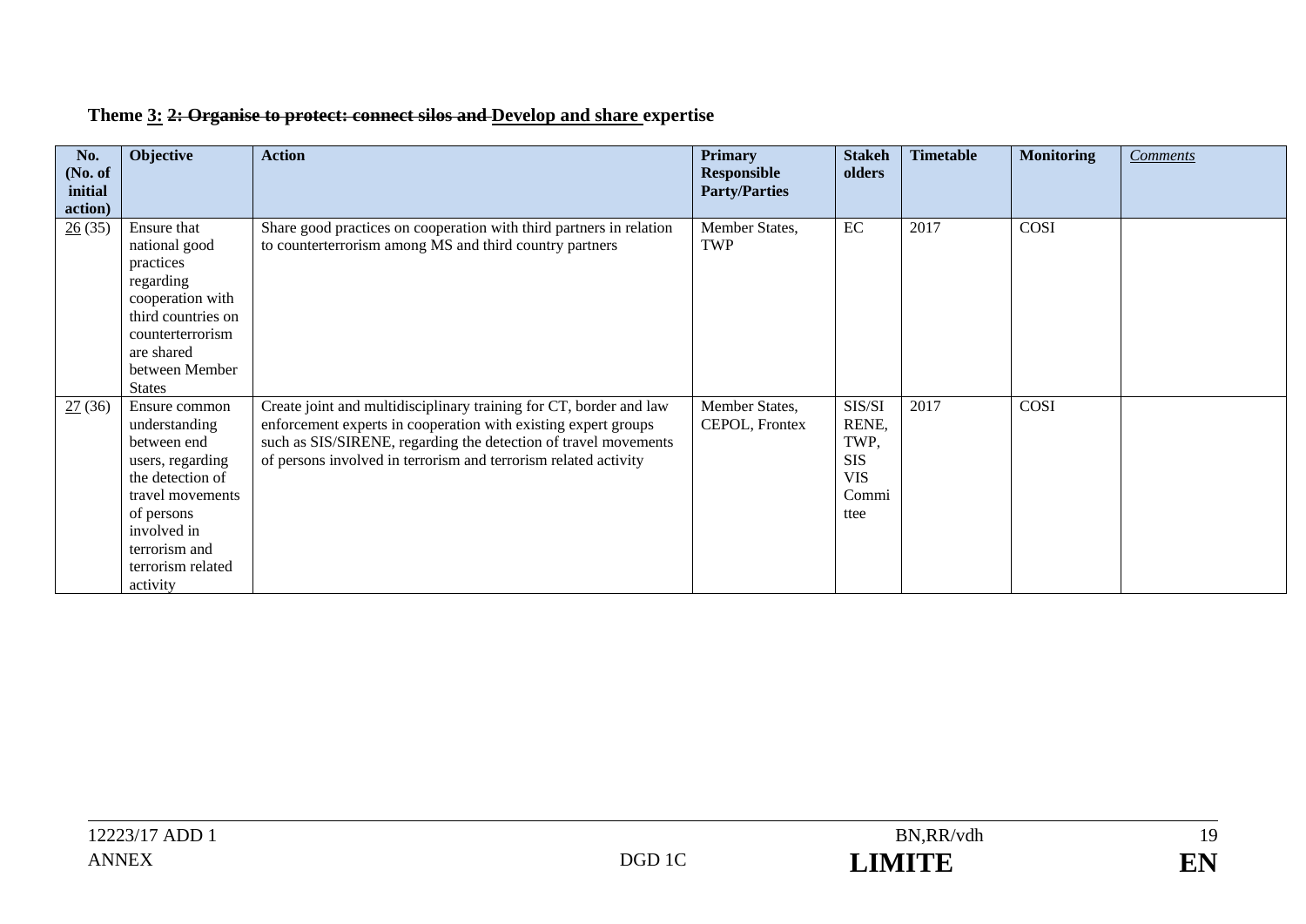**Theme <u>3:</u> ~~2: Organise to protect: connect silos and~~ <u>Develop and share</u> expertise**

| No. (No. of initial action) | Objective | Action | Primary Responsible Party/Parties | Stakeholders | Timetable | Monitoring | *<u>Comments</u>* |
|---|---|---|---|---|---|---|---|
| <u>26</u> (35) | Ensure that national good practices regarding cooperation with third countries on counterterrorism are shared between Member States | Share good practices on cooperation with third partners in relation to counterterrorism among MS and third country partners | Member States, TWP | EC | 2017 | COSI | |
| <u>27</u> (36) | Ensure common understanding between end users, regarding the detection of travel movements of persons involved in terrorism and terrorism related activity | Create joint and multidisciplinary training for CT, border and law enforcement experts in cooperation with existing expert groups such as SIS/SIRENE, regarding the detection of travel movements of persons involved in terrorism and terrorism related activity | Member States, CEPOL, Frontex | SIS/SIRENE, TWP, SIS VIS Committee | 2017 | COSI | |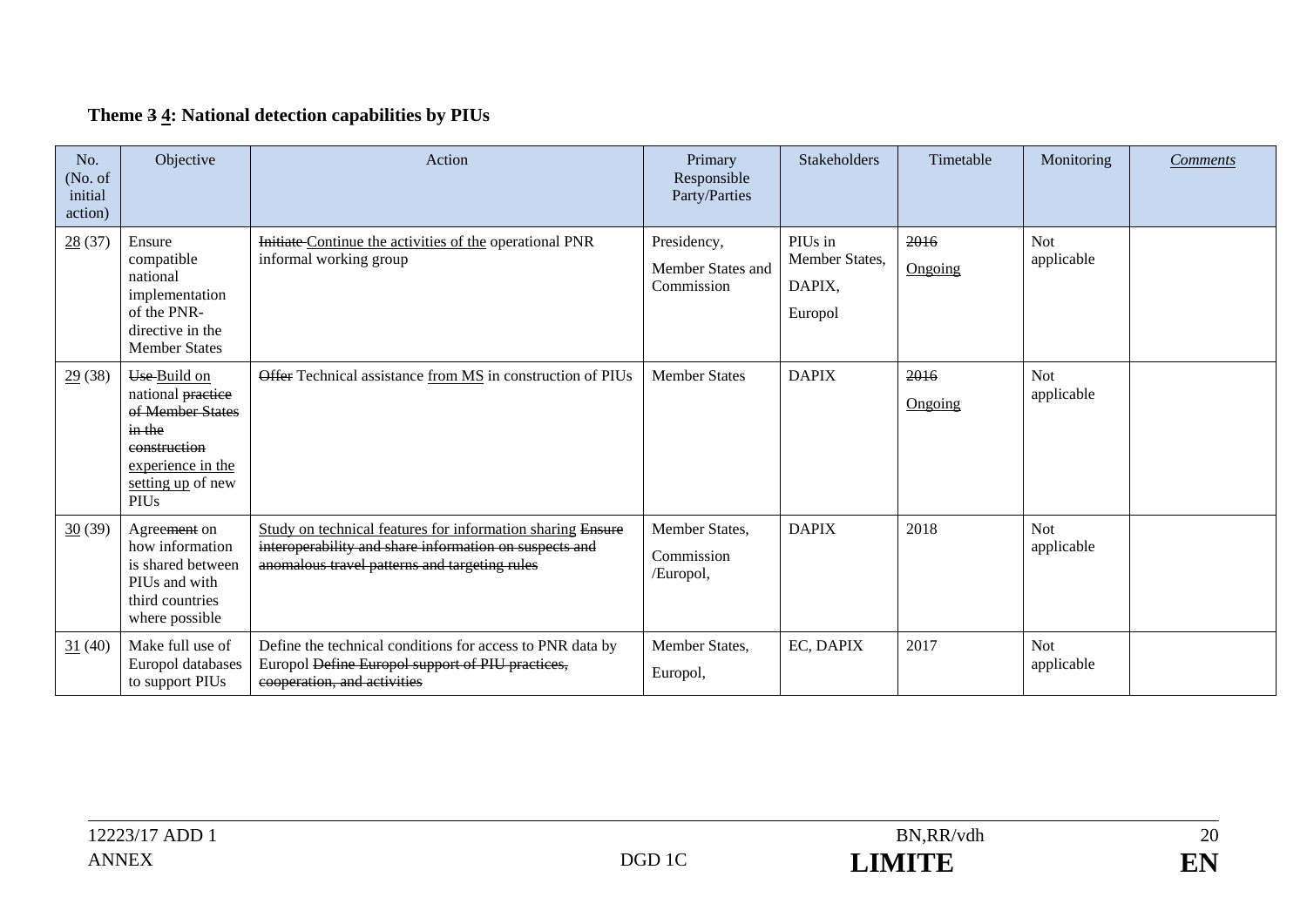**Theme ~~3~~ 4: National detection capabilities by PIUs**

| No. (No. of initial action) | Objective | Action | Primary Responsible Party/Parties | Stakeholders | Timetable | Monitoring | *Comments* |
|---|---|---|---|---|---|---|---|
| 28 (37) | Ensure compatible national implementation of the PNR-directive in the Member States | ~~Initiate~~ Continue the activities of the operational PNR informal working group | Presidency, Member States and Commission | PIUs in Member States, DAPIX, Europol | ~~2016~~ Ongoing | Not applicable | |
| 29 (38) | ~~Use~~ Build on national ~~practice of Member States in the construction~~ experience in the setting up of new PIUs | ~~Offer~~ Technical assistance from MS in construction of PIUs | Member States | DAPIX | ~~2016~~ Ongoing | Not applicable | |
| 30 (39) | Agree~~ment~~ on how information is shared between PIUs and with third countries where possible | Study on technical features for information sharing ~~Ensure interoperability and share information on suspects and anomalous travel patterns and targeting rules~~ | Member States, Commission /Europol, | DAPIX | 2018 | Not applicable | |
| 31 (40) | Make full use of Europol databases to support PIUs | Define the technical conditions for access to PNR data by Europol ~~Define Europol support of PIU practices, cooperation, and activities~~ | Member States, Europol, | EC, DAPIX | 2017 | Not applicable | |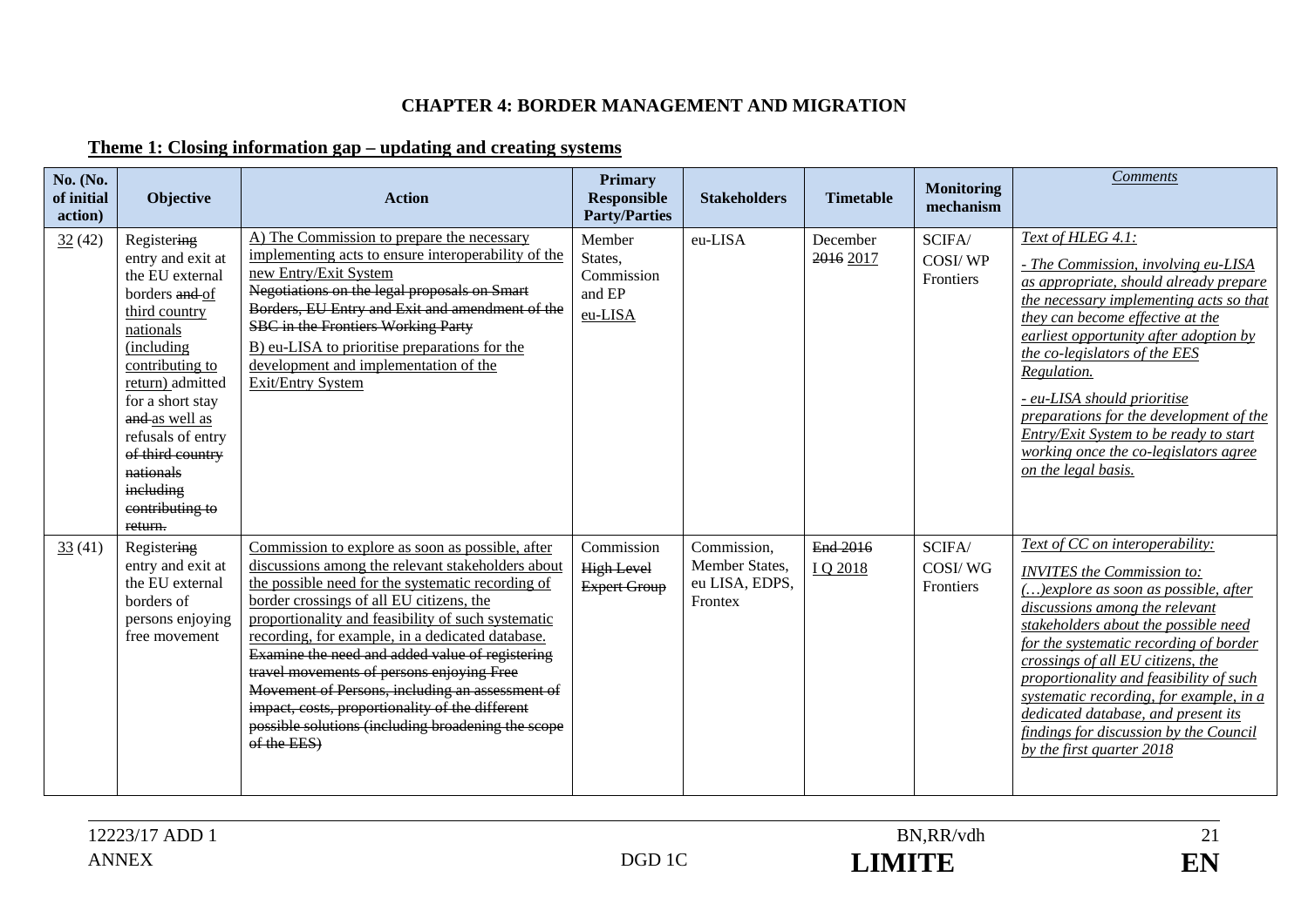### CHAPTER 4: BORDER MANAGEMENT AND MIGRATION

**Theme 1: Closing information gap – updating and creating systems**

| No. (No. of initial action) | Objective | Action | Primary Responsible Party/Parties | Stakeholders | Timetable | Monitoring mechanism | *Comments* |
|---|---|---|---|---|---|---|---|
| 32 (42) | Registering entry and exit at the EU external borders ~~and~~ of third country nationals (including contributing to return) admitted for a short stay ~~and~~ as well as refusals of entry ~~of third country nationals including contributing to return.~~ | A) The Commission to prepare the necessary implementing acts to ensure interoperability of the new Entry/Exit System ~~Negotiations on the legal proposals on Smart Borders, EU Entry and Exit and amendment of the SBC in the Frontiers Working Party~~ B) eu-LISA to prioritise preparations for the development and implementation of the Exit/Entry System | Member States, Commission and EP eu-LISA | eu-LISA | December ~~2016~~ 2017 | SCIFA/ COSI/ WP Frontiers | *Text of HLEG 4.1:* *- The Commission, involving eu-LISA as appropriate, should already prepare the necessary implementing acts so that they can become effective at the earliest opportunity after adoption by the co-legislators of the EES Regulation.* *- eu-LISA should prioritise preparations for the development of the Entry/Exit System to be ready to start working once the co-legislators agree on the legal basis.* |
| 33 (41) | Registering entry and exit at the EU external borders of persons enjoying free movement | Commission to explore as soon as possible, after discussions among the relevant stakeholders about the possible need for the systematic recording of border crossings of all EU citizens, the proportionality and feasibility of such systematic recording, for example, in a dedicated database. ~~Examine the need and added value of registering travel movements of persons enjoying Free Movement of Persons, including an assessment of impact, costs, proportionality of the different possible solutions (including broadening the scope of the EES)~~ | Commission ~~High Level Expert Group~~ | Commission, Member States, eu LISA, EDPS, Frontex | ~~End 2016~~ I Q 2018 | SCIFA/ COSI/ WG Frontiers | *Text of CC on interoperability:* *INVITES the Commission to: (…)explore as soon as possible, after discussions among the relevant stakeholders about the possible need for the systematic recording of border crossings of all EU citizens, the proportionality and feasibility of such systematic recording, for example, in a dedicated database, and present its findings for discussion by the Council by the first quarter 2018* |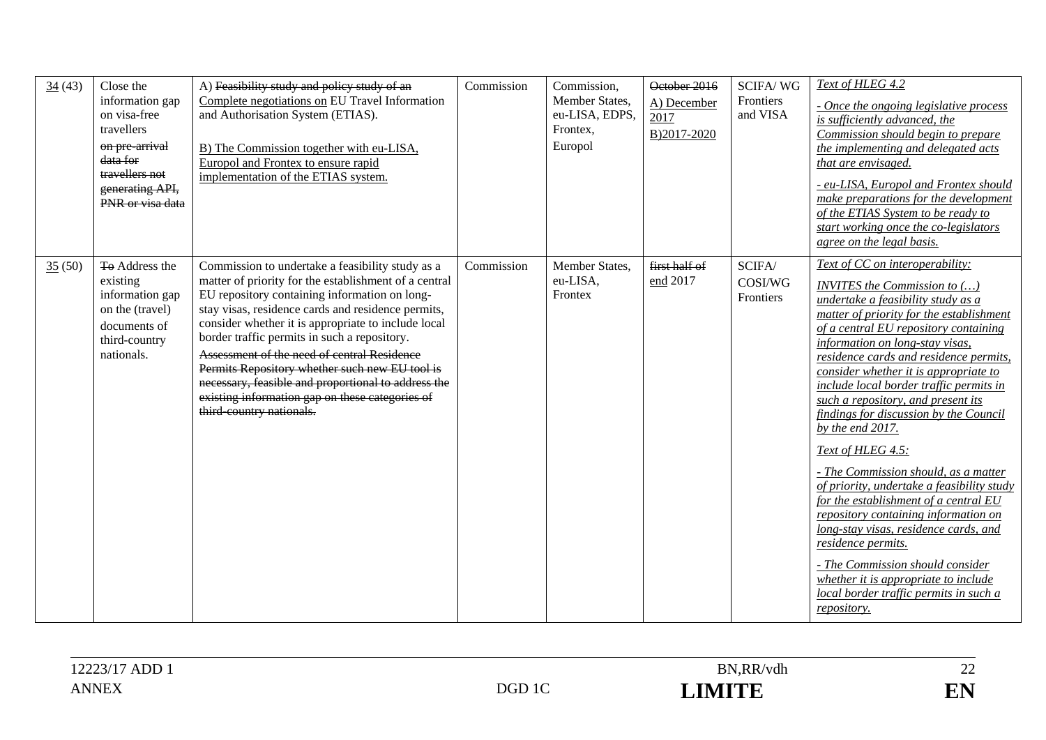| 34 (43) | Close the information gap on visa-free travellers ~~on pre-arrival data for travellers not generating API, PNR or visa data~~ | A) ~~Feasibility study and policy study of an~~ Complete negotiations on EU Travel Information and Authorisation System (ETIAS).<br><br>B) The Commission together with eu-LISA, Europol and Frontex to ensure rapid implementation of the ETIAS system. | Commission | Commission, Member States, eu-LISA, EDPS, Frontex, Europol | ~~October 2016~~<br>A) December 2017<br>B)2017-2020 | SCIFA/ WG Frontiers and VISA | *Text of HLEG 4.2*<br><br>*- Once the ongoing legislative process is sufficiently advanced, the Commission should begin to prepare the implementing and delegated acts that are envisaged.*<br><br>*- eu-LISA, Europol and Frontex should make preparations for the development of the ETIAS System to be ready to start working once the co-legislators agree on the legal basis.* |
|---|---|---|---|---|---|---|---|
| 35 (50) | ~~To~~ Address the existing information gap on the (travel) documents of third-country nationals. | Commission to undertake a feasibility study as a matter of priority for the establishment of a central EU repository containing information on long-stay visas, residence cards and residence permits, consider whether it is appropriate to include local border traffic permits in such a repository.<br>~~Assessment of the need of central Residence Permits Repository whether such new EU tool is necessary, feasible and proportional to address the existing information gap on these categories of third-country nationals.~~ | Commission | Member States, eu-LISA, Frontex | ~~first half of~~ end 2017 | SCIFA/ COSI/WG Frontiers | *Text of CC on interoperability:*<br><br>*INVITES the Commission to (…) undertake a feasibility study as a matter of priority for the establishment of a central EU repository containing information on long-stay visas, residence cards and residence permits, consider whether it is appropriate to include local border traffic permits in such a repository, and present its findings for discussion by the Council by the end 2017.*<br><br>*Text of HLEG 4.5:*<br><br>*- The Commission should, as a matter of priority, undertake a feasibility study for the establishment of a central EU repository containing information on long-stay visas, residence cards, and residence permits.*<br><br>*- The Commission should consider whether it is appropriate to include local border traffic permits in such a repository.* |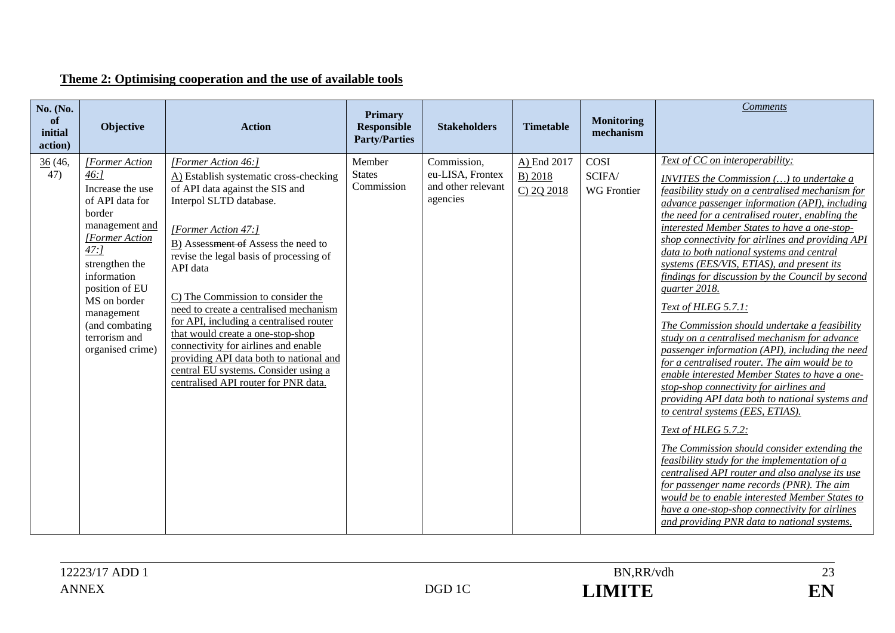## **Theme 2: Optimising cooperation and the use of available tools**

| No. (No. of initial action) | Objective | Action | Primary Responsible Party/Parties | Stakeholders | Timetable | Monitoring mechanism | *Comments* |
|---|---|---|---|---|---|---|---|
| 36 (46, 47) | *[Former Action 46:]* Increase the use of API data for border management and *[Former Action 47:]* strengthen the information position of EU MS on border management (and combating terrorism and organised crime) | *[Former Action 46:]* A) Establish systematic cross-checking of API data against the SIS and Interpol SLTD database. *[Former Action 47:]* B) Assessment of Assess the need to revise the legal basis of processing of API data C) The Commission to consider the need to create a centralised mechanism for API, including a centralised router that would create a one-stop-shop connectivity for airlines and enable providing API data both to national and central EU systems. Consider using a centralised API router for PNR data. | Member States Commission | Commission, eu-LISA, Frontex and other relevant agencies | A) End 2017 B) 2018 C) 2Q 2018 | COSI SCIFA/ WG Frontier | *Text of CC on interoperability:* *INVITES the Commission (…) to undertake a feasibility study on a centralised mechanism for advance passenger information (API), including the need for a centralised router, enabling the interested Member States to have a one-stop-shop connectivity for airlines and providing API data to both national systems and central systems (EES/VIS, ETIAS), and present its findings for discussion by the Council by second quarter 2018.* *Text of HLEG 5.7.1:* *The Commission should undertake a feasibility study on a centralised mechanism for advance passenger information (API), including the need for a centralised router. The aim would be to enable interested Member States to have a one-stop-shop connectivity for airlines and providing API data both to national systems and to central systems (EES, ETIAS).* *Text of HLEG 5.7.2:* *The Commission should consider extending the feasibility study for the implementation of a centralised API router and also analyse its use for passenger name records (PNR). The aim would be to enable interested Member States to have a one-stop-shop connectivity for airlines and providing PNR data to national systems.* |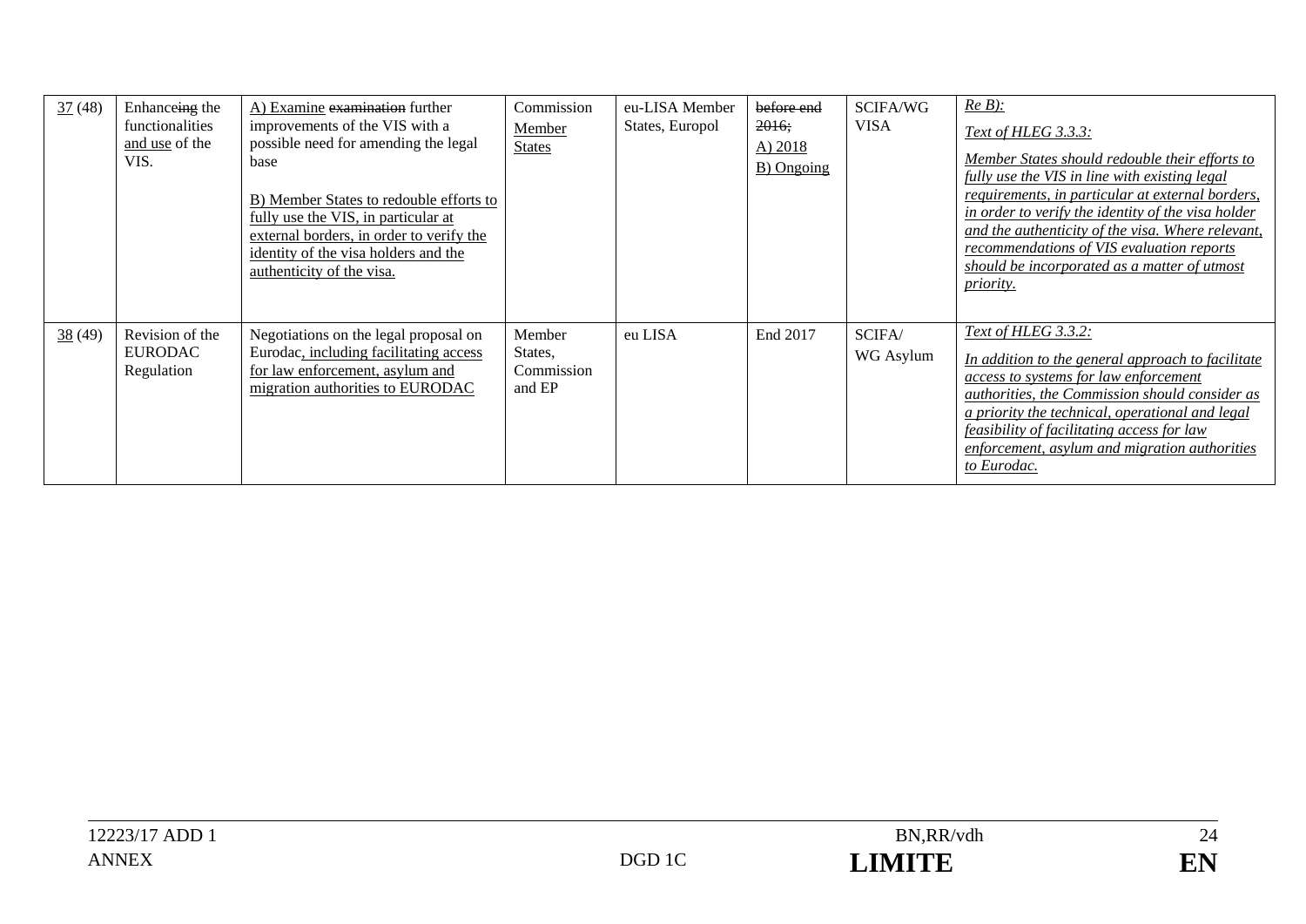| 37 (48) | Enhanceing the functionalities and use of the VIS. | A) Examine ~~examination~~ further improvements of the VIS with a possible need for amending the legal base<br><br>B) Member States to redouble efforts to fully use the VIS, in particular at external borders, in order to verify the identity of the visa holders and the authenticity of the visa. | Commission Member States | eu-LISA Member States, Europol | ~~before end 2016;~~<br>A) 2018<br>B) Ongoing | SCIFA/WG VISA | *Re B):*<br><br>*Text of HLEG 3.3.3:*<br><br>*Member States should redouble their efforts to fully use the VIS in line with existing legal requirements, in particular at external borders, in order to verify the identity of the visa holder and the authenticity of the visa. Where relevant, recommendations of VIS evaluation reports should be incorporated as a matter of utmost priority.* |
|---|---|---|---|---|---|---|---|
| 38 (49) | Revision of the EURODAC Regulation | Negotiations on the legal proposal on Eurodac, including facilitating access for law enforcement, asylum and migration authorities to EURODAC | Member States, Commission and EP | eu LISA | End 2017 | SCIFA/ WG Asylum | *Text of HLEG 3.3.2:*<br><br>*In addition to the general approach to facilitate access to systems for law enforcement authorities, the Commission should consider as a priority the technical, operational and legal feasibility of facilitating access for law enforcement, asylum and migration authorities to Eurodac.* |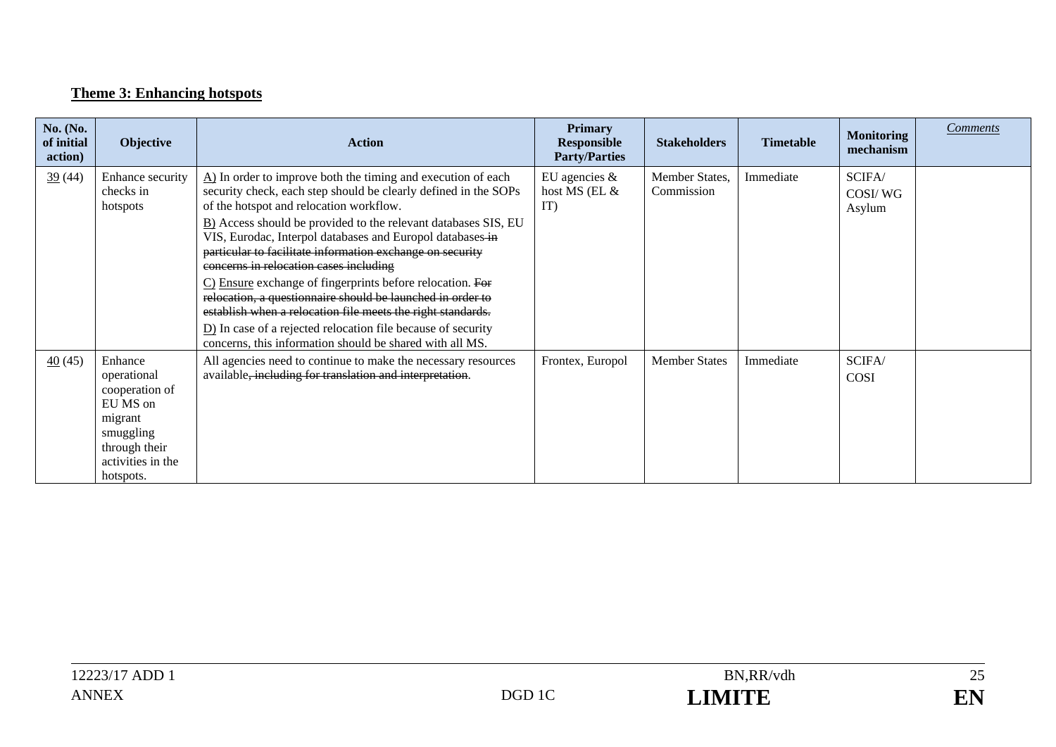**Theme 3: Enhancing hotspots**

| No. (No. of initial action) | Objective | Action | Primary Responsible Party/Parties | Stakeholders | Timetable | Monitoring mechanism | *Comments* |
|---|---|---|---|---|---|---|---|
| 39 (44) | Enhance security checks in hotspots | A) In order to improve both the timing and execution of each security check, each step should be clearly defined in the SOPs of the hotspot and relocation workflow.<br>B) Access should be provided to the relevant databases SIS, EU VIS, Eurodac, Interpol databases and Europol databases ~~in particular to facilitate information exchange on security concerns in relocation cases including~~<br>C) Ensure exchange of fingerprints before relocation. ~~For relocation, a questionnaire should be launched in order to establish when a relocation file meets the right standards.~~<br>D) In case of a rejected relocation file because of security concerns, this information should be shared with all MS. | EU agencies & host MS (EL & IT) | Member States, Commission | Immediate | SCIFA/ COSI/ WG Asylum | |
| 40 (45) | Enhance operational cooperation of EU MS on migrant smuggling through their activities in the hotspots. | All agencies need to continue to make the necessary resources available~~, including for translation and interpretation~~. | Frontex, Europol | Member States | Immediate | SCIFA/ COSI | |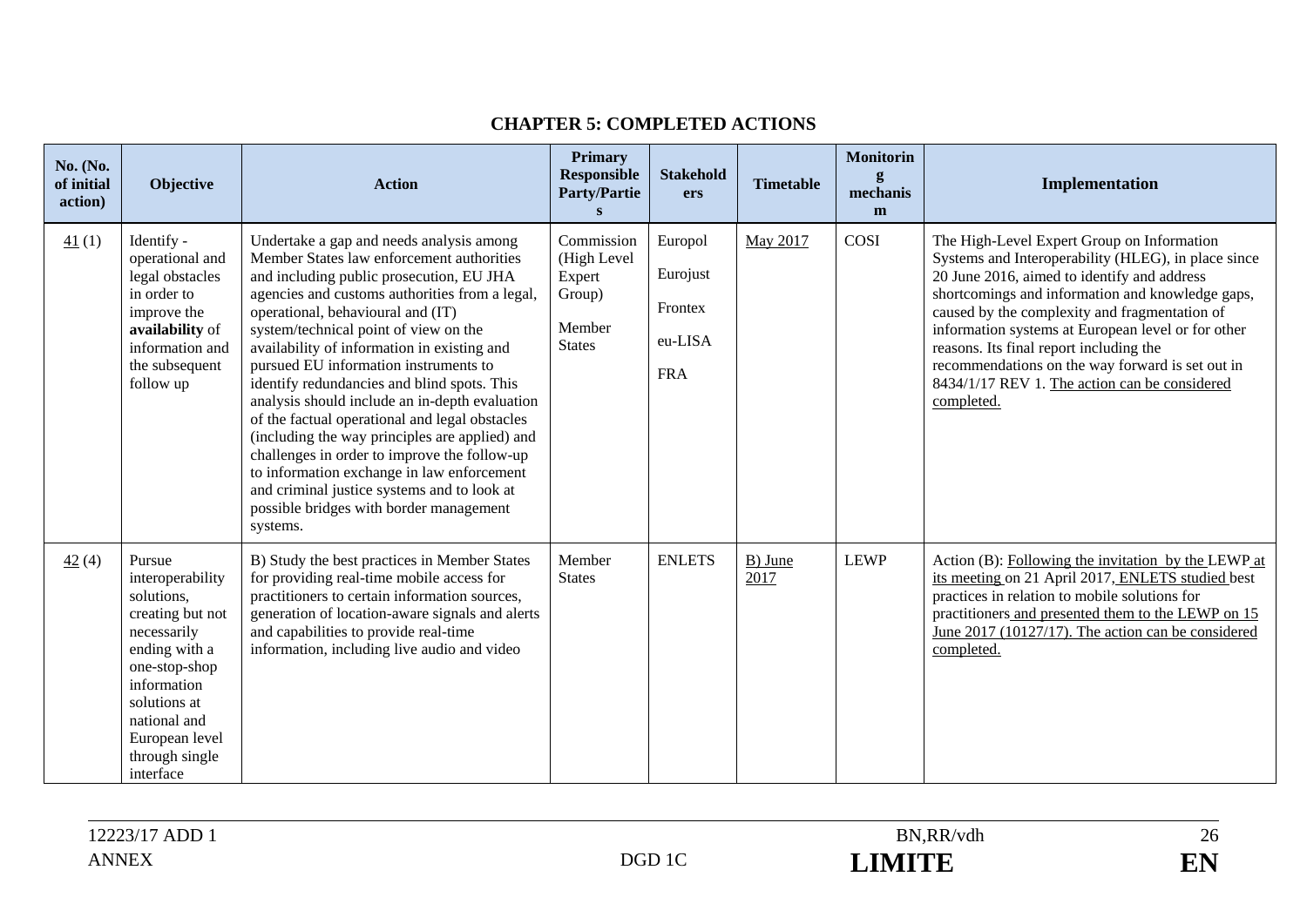## CHAPTER 5: COMPLETED ACTIONS

| No. (No. of initial action) | Objective | Action | Primary Responsible Party/Parties | Stakeholders | Timetable | Monitoring mechanism | Implementation |
|---|---|---|---|---|---|---|---|
| 41 (1) | Identify - operational and legal obstacles in order to improve the **availability** of information and the subsequent follow up | Undertake a gap and needs analysis among Member States law enforcement authorities and including public prosecution, EU JHA agencies and customs authorities from a legal, operational, behavioural and (IT) system/technical point of view on the availability of information in existing and pursued EU information instruments to identify redundancies and blind spots. This analysis should include an in-depth evaluation of the factual operational and legal obstacles (including the way principles are applied) and challenges in order to improve the follow-up to information exchange in law enforcement and criminal justice systems and to look at possible bridges with border management systems. | Commission (High Level Expert Group) Member States | Europol Eurojust Frontex eu-LISA FRA | May 2017 | COSI | The High-Level Expert Group on Information Systems and Interoperability (HLEG), in place since 20 June 2016, aimed to identify and address shortcomings and information and knowledge gaps, caused by the complexity and fragmentation of information systems at European level or for other reasons. Its final report including the recommendations on the way forward is set out in 8434/1/17 REV 1. The action can be considered completed. |
| 42 (4) | Pursue interoperability solutions, creating but not necessarily ending with a one-stop-shop information solutions at national and European level through single interface | B) Study the best practices in Member States for providing real-time mobile access for practitioners to certain information sources, generation of location-aware signals and alerts and capabilities to provide real-time information, including live audio and video | Member States | ENLETS | B) June 2017 | LEWP | Action (B): Following the invitation by the LEWP at its meeting on 21 April 2017, ENLETS studied best practices in relation to mobile solutions for practitioners and presented them to the LEWP on 15 June 2017 (10127/17). The action can be considered completed. |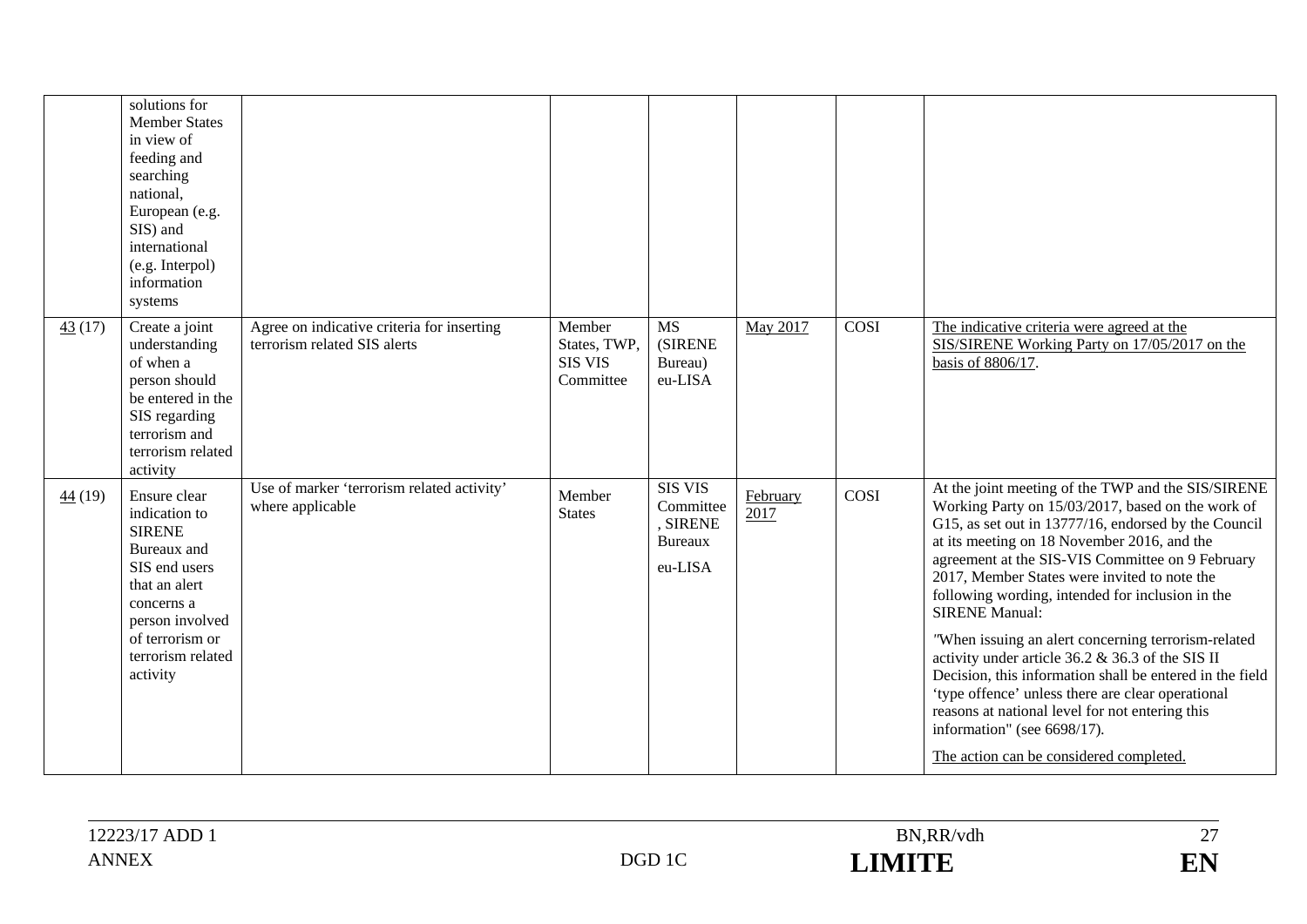| | | | | | | | |
|---|---|---|---|---|---|---|---|
| | solutions for Member States in view of feeding and searching national, European (e.g. SIS) and international (e.g. Interpol) information systems | | | | | | |
| 43 (17) | Create a joint understanding of when a person should be entered in the SIS regarding terrorism and terrorism related activity | Agree on indicative criteria for inserting terrorism related SIS alerts | Member States, TWP, SIS VIS Committee | MS (SIRENE Bureau) eu-LISA | May 2017 | COSI | The indicative criteria were agreed at the SIS/SIRENE Working Party on 17/05/2017 on the basis of 8806/17. |
| 44 (19) | Ensure clear indication to SIRENE Bureaux and SIS end users that an alert concerns a person involved of terrorism or terrorism related activity | Use of marker 'terrorism related activity' where applicable | Member States | SIS VIS Committee, SIRENE Bureaux eu-LISA | February 2017 | COSI | At the joint meeting of the TWP and the SIS/SIRENE Working Party on 15/03/2017, based on the work of G15, as set out in 13777/16, endorsed by the Council at its meeting on 18 November 2016, and the agreement at the SIS-VIS Committee on 9 February 2017, Member States were invited to note the following wording, intended for inclusion in the SIRENE Manual:<br><br>"When issuing an alert concerning terrorism-related activity under article 36.2 & 36.3 of the SIS II Decision, this information shall be entered in the field 'type offence' unless there are clear operational reasons at national level for not entering this information" (see 6698/17).<br><br>The action can be considered completed. |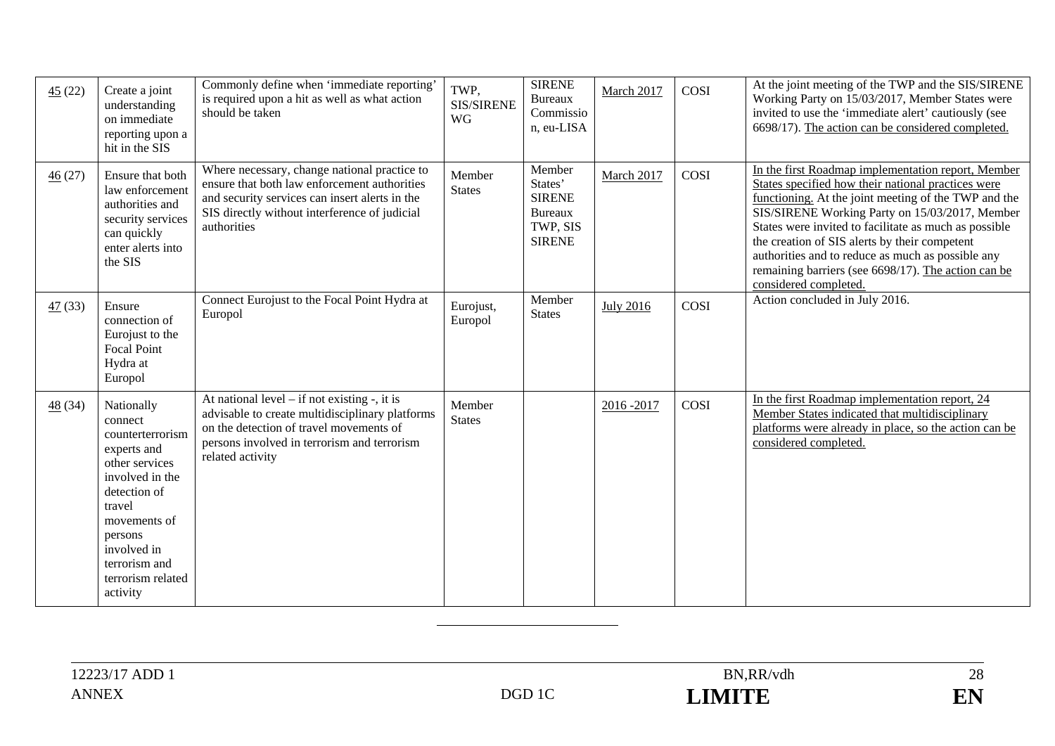| | | | | | | | |
|---|---|---|---|---|---|---|---|
| 45 (22) | Create a joint understanding on immediate reporting upon a hit in the SIS | Commonly define when 'immediate reporting' is required upon a hit as well as what action should be taken | TWP, SIS/SIRENE WG | SIRENE Bureaux Commission, eu-LISA | March 2017 | COSI | At the joint meeting of the TWP and the SIS/SIRENE Working Party on 15/03/2017, Member States were invited to use the 'immediate alert' cautiously (see 6698/17). The action can be considered completed. |
| 46 (27) | Ensure that both law enforcement authorities and security services can quickly enter alerts into the SIS | Where necessary, change national practice to ensure that both law enforcement authorities and security services can insert alerts in the SIS directly without interference of judicial authorities | Member States | Member States' SIRENE Bureaux TWP, SIS SIRENE | March 2017 | COSI | In the first Roadmap implementation report, Member States specified how their national practices were functioning. At the joint meeting of the TWP and the SIS/SIRENE Working Party on 15/03/2017, Member States were invited to facilitate as much as possible the creation of SIS alerts by their competent authorities and to reduce as much as possible any remaining barriers (see 6698/17). The action can be considered completed. |
| 47 (33) | Ensure connection of Eurojust to the Focal Point Hydra at Europol | Connect Eurojust to the Focal Point Hydra at Europol | Eurojust, Europol | Member States | July 2016 | COSI | Action concluded in July 2016. |
| 48 (34) | Nationally connect counterterrorism experts and other services involved in the detection of travel movements of persons involved in terrorism and terrorism related activity | At national level – if not existing -, it is advisable to create multidisciplinary platforms on the detection of travel movements of persons involved in terrorism and terrorism related activity | Member States | | 2016 -2017 | COSI | In the first Roadmap implementation report, 24 Member States indicated that multidisciplinary platforms were already in place, so the action can be considered completed. |